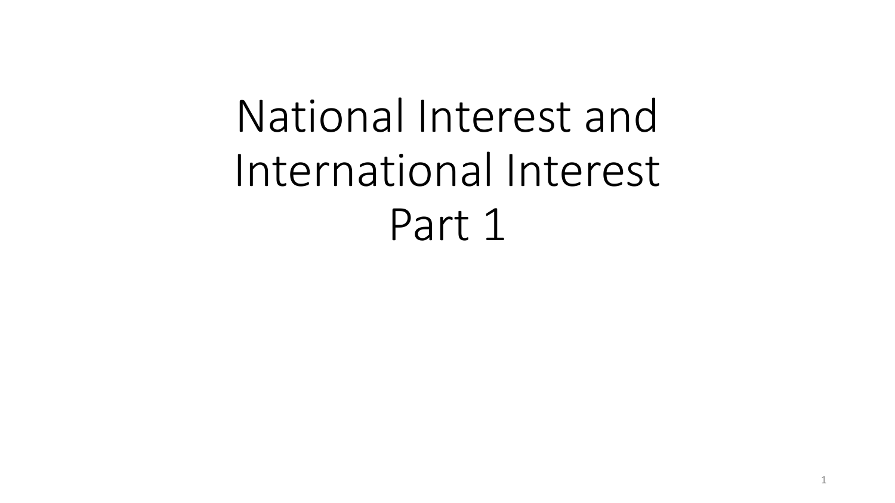# National Interest and International Interest Part 1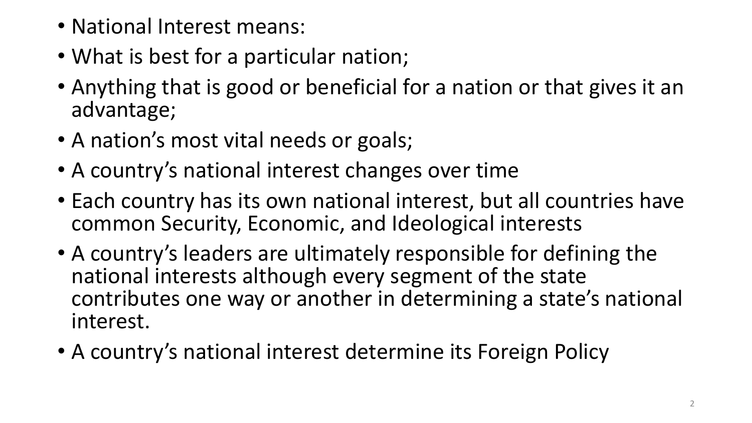- National Interest means:
- What is best for a particular nation;
- Anything that is good or beneficial for a nation or that gives it an advantage;
- A nation’s most vital needs or goals;
- A country’s national interest changes over time
- Each country has its own national interest, but all countries have common Security, Economic, and Ideological interests
- A country’s leaders are ultimately responsible for defining the national interests although every segment of the state contributes one way or another in determining a state’s national interest.
- A country’s national interest determine its Foreign Policy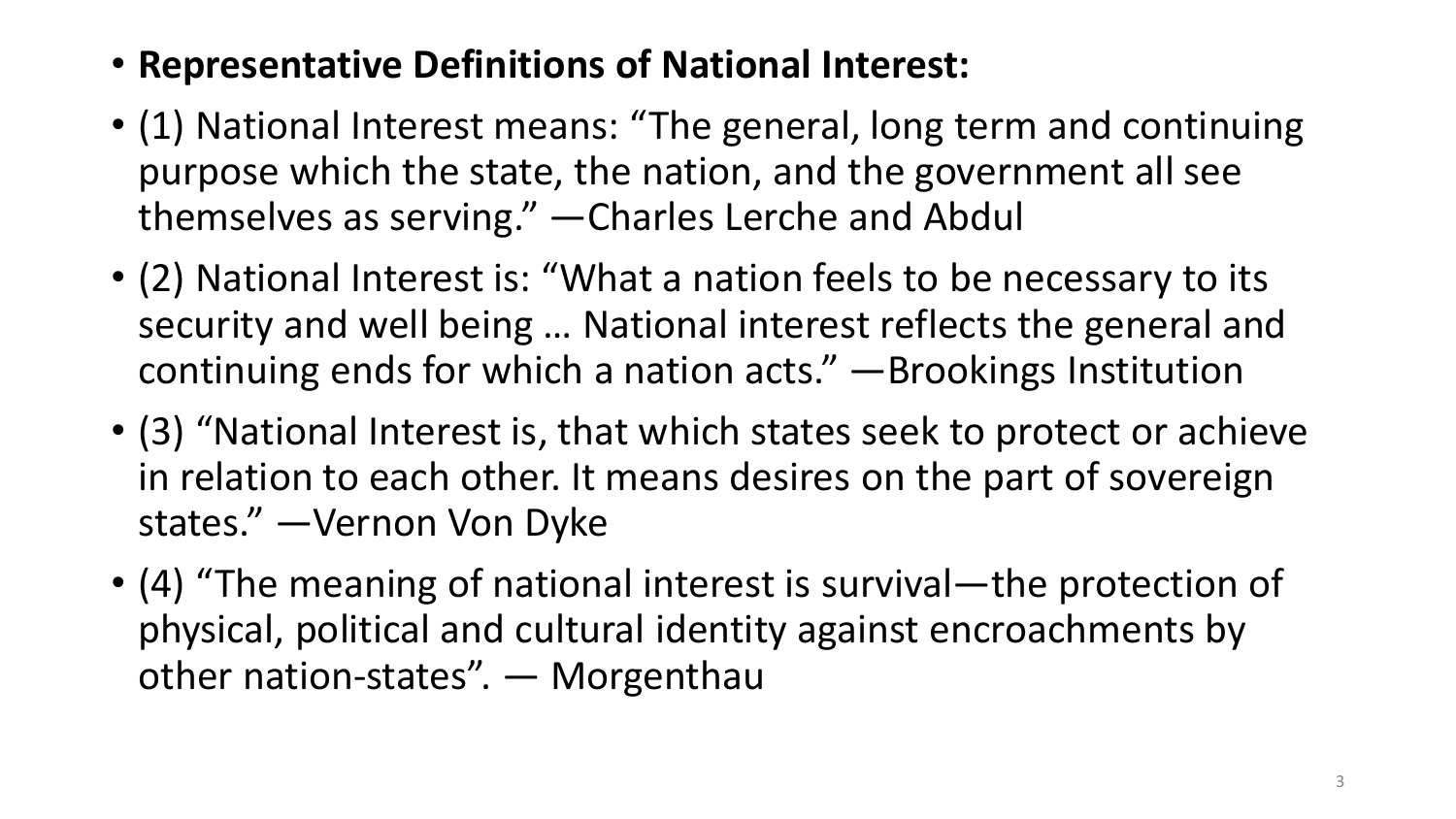- **Representative Definitions of National Interest:**
- (1) National Interest means: “The general, long term and continuing purpose which the state, the nation, and the government all see themselves as serving.” —Charles Lerche and Abdul
- (2) National Interest is: “What a nation feels to be necessary to its security and well being … National interest reflects the general and continuing ends for which a nation acts.” —Brookings Institution
- (3) “National Interest is, that which states seek to protect or achieve in relation to each other. It means desires on the part of sovereign states.” —Vernon Von Dyke
- (4) “The meaning of national interest is survival—the protection of physical, political and cultural identity against encroachments by other nation-states”. — Morgenthau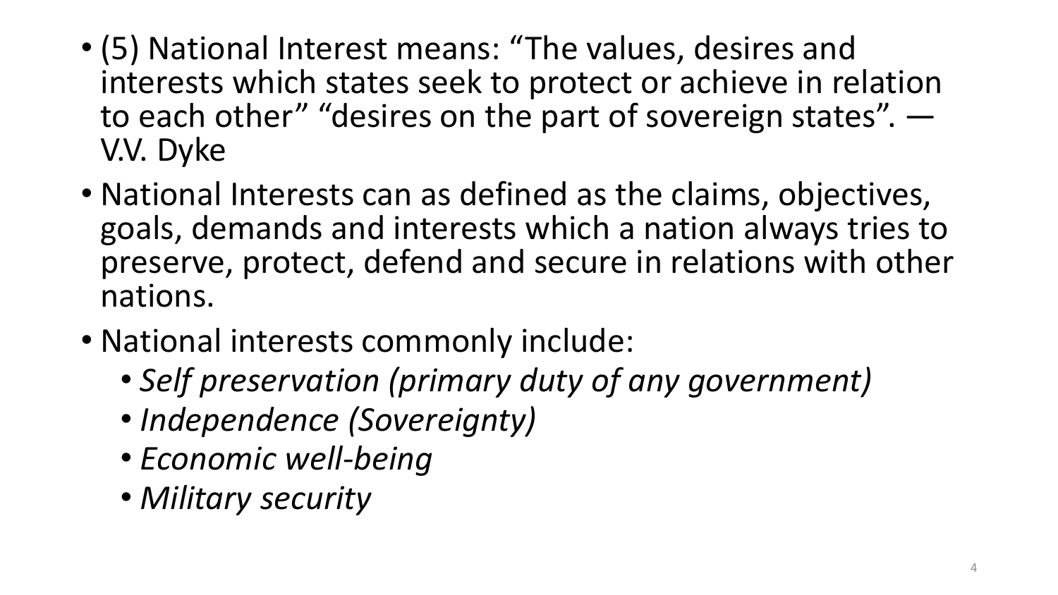- (5) National Interest means: “The values, desires and interests which states seek to protect or achieve in relation to each other” “desires on the part of sovereign states”. — V.V. Dyke
- National Interests can as defined as the claims, objectives, goals, demands and interests which a nation always tries to preserve, protect, defend and secure in relations with other nations.
- National interests commonly include:
  - *Self preservation (primary duty of any government)*
  - *Independence (Sovereignty)*
  - *Economic well-being*
  - *Military security*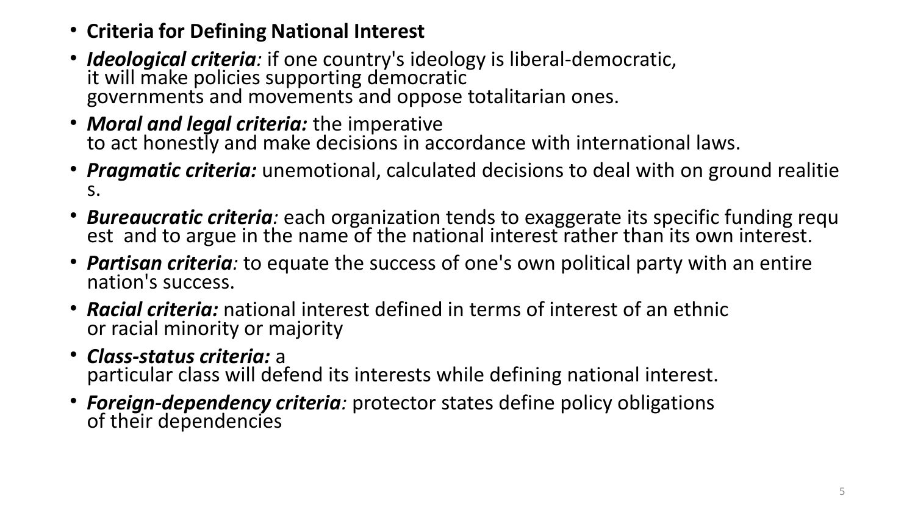- **Criteria for Defining National Interest**
- ***Ideological criteria:*** if one country's ideology is liberal-democratic, it will make policies supporting democratic governments and movements and oppose totalitarian ones.
- ***Moral and legal criteria:*** the imperative to act honestly and make decisions in accordance with international laws.
- ***Pragmatic criteria:*** unemotional, calculated decisions to deal with on ground realities.
- ***Bureaucratic criteria:*** each organization tends to exaggerate its specific funding request and to argue in the name of the national interest rather than its own interest.
- ***Partisan criteria:*** to equate the success of one's own political party with an entire nation's success.
- ***Racial criteria:*** national interest defined in terms of interest of an ethnic or racial minority or majority
- ***Class-status criteria:*** a particular class will defend its interests while defining national interest.
- ***Foreign-dependency criteria:*** protector states define policy obligations of their dependencies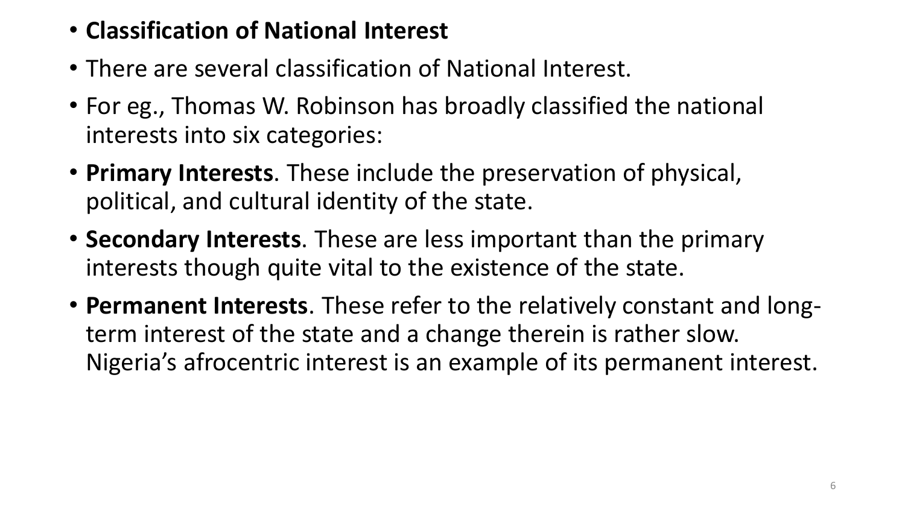- **Classification of National Interest**
- There are several classification of National Interest.
- For eg., Thomas W. Robinson has broadly classified the national interests into six categories:
- **Primary Interests**. These include the preservation of physical, political, and cultural identity of the state.
- **Secondary Interests**. These are less important than the primary interests though quite vital to the existence of the state.
- **Permanent Interests**. These refer to the relatively constant and long-term interest of the state and a change therein is rather slow. Nigeria's afrocentric interest is an example of its permanent interest.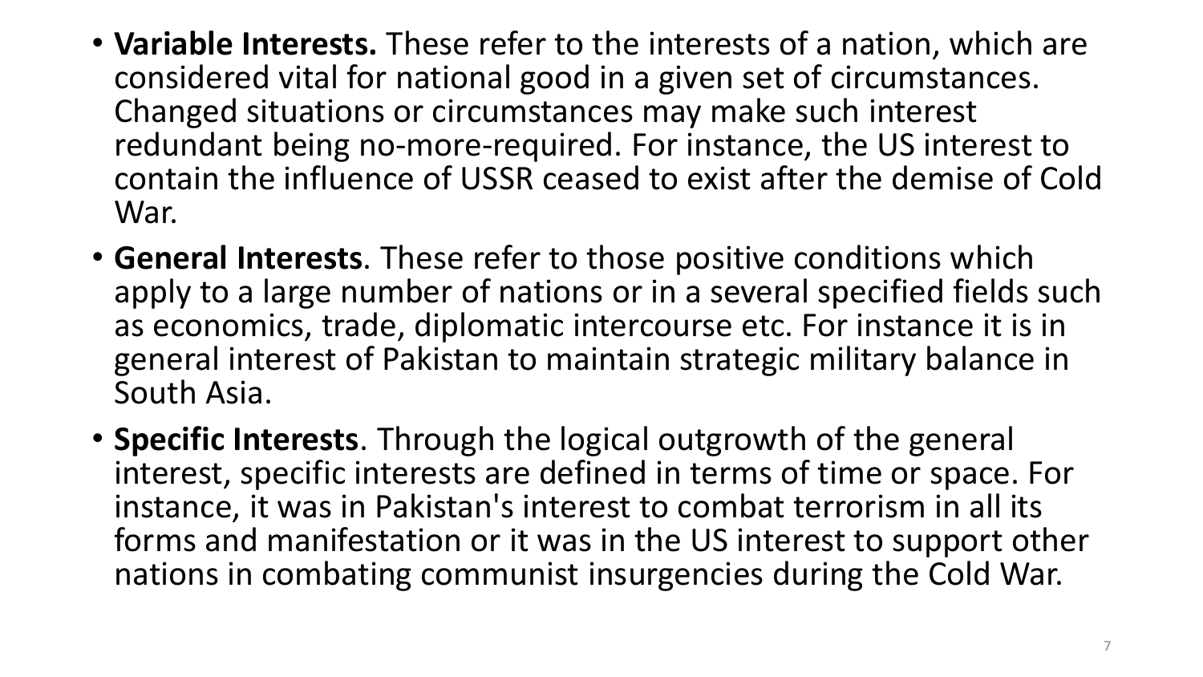- **Variable Interests.** These refer to the interests of a nation, which are considered vital for national good in a given set of circumstances. Changed situations or circumstances may make such interest redundant being no-more-required. For instance, the US interest to contain the influence of USSR ceased to exist after the demise of Cold War.
- **General Interests**. These refer to those positive conditions which apply to a large number of nations or in a several specified fields such as economics, trade, diplomatic intercourse etc. For instance it is in general interest of Pakistan to maintain strategic military balance in South Asia.
- **Specific Interests**. Through the logical outgrowth of the general interest, specific interests are defined in terms of time or space. For instance, it was in Pakistan's interest to combat terrorism in all its forms and manifestation or it was in the US interest to support other nations in combating communist insurgencies during the Cold War.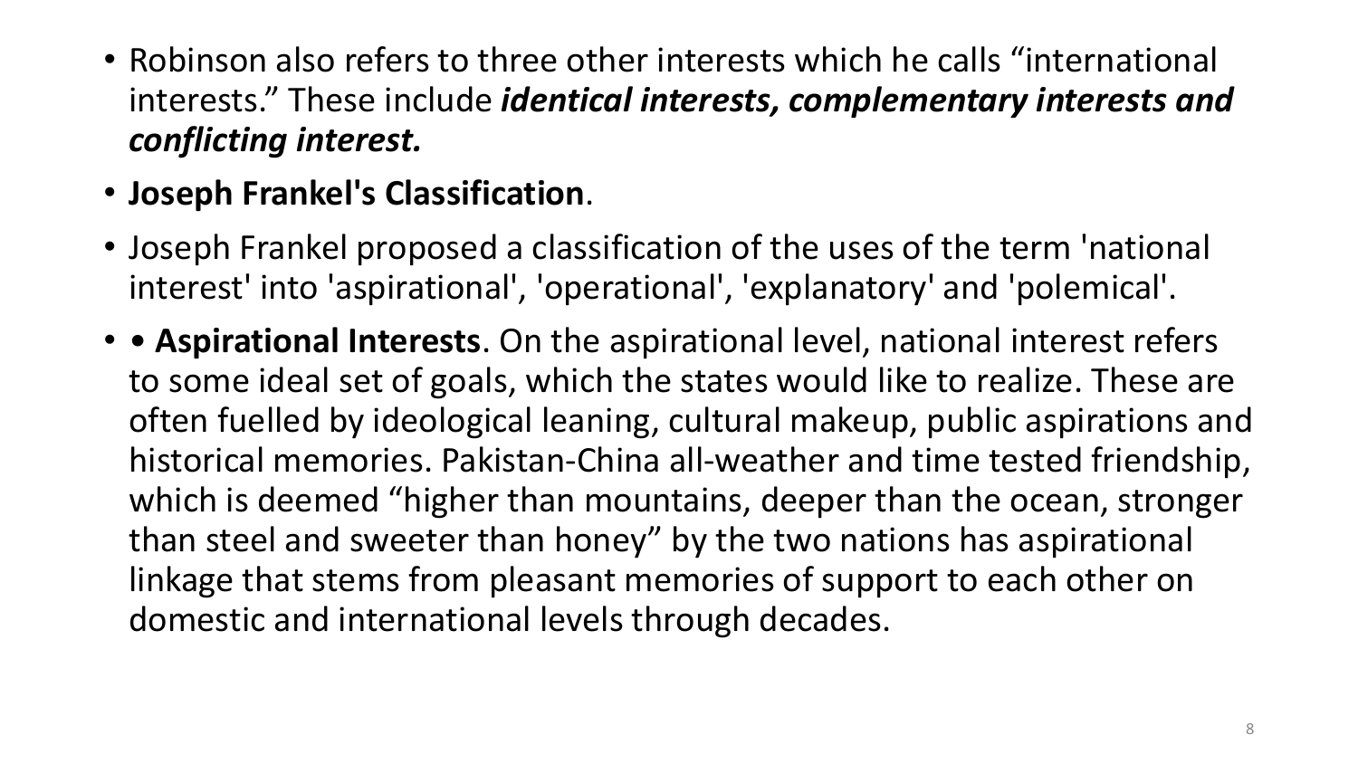- Robinson also refers to three other interests which he calls “international interests.” These include ***identical interests, complementary interests and conflicting interest.***
- **Joseph Frankel's Classification**.
- Joseph Frankel proposed a classification of the uses of the term 'national interest' into 'aspirational', 'operational', 'explanatory' and 'polemical'.
- • **Aspirational Interests**. On the aspirational level, national interest refers to some ideal set of goals, which the states would like to realize. These are often fuelled by ideological leaning, cultural makeup, public aspirations and historical memories. Pakistan-China all-weather and time tested friendship, which is deemed “higher than mountains, deeper than the ocean, stronger than steel and sweeter than honey” by the two nations has aspirational linkage that stems from pleasant memories of support to each other on domestic and international levels through decades.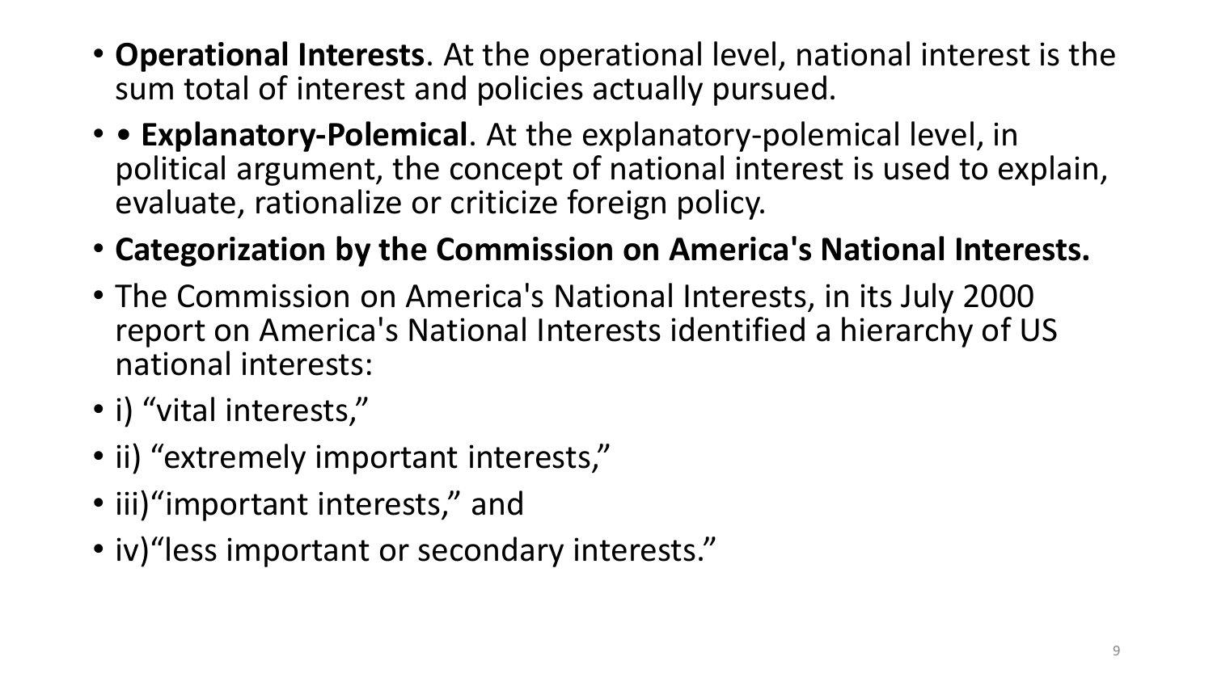- **Operational Interests**. At the operational level, national interest is the sum total of interest and policies actually pursued.
- • **Explanatory-Polemical**. At the explanatory-polemical level, in political argument, the concept of national interest is used to explain, evaluate, rationalize or criticize foreign policy.
- **Categorization by the Commission on America's National Interests.**
- The Commission on America's National Interests, in its July 2000 report on America's National Interests identified a hierarchy of US national interests:
- i) “vital interests,”
- ii) “extremely important interests,”
- iii)“important interests,” and
- iv)“less important or secondary interests.”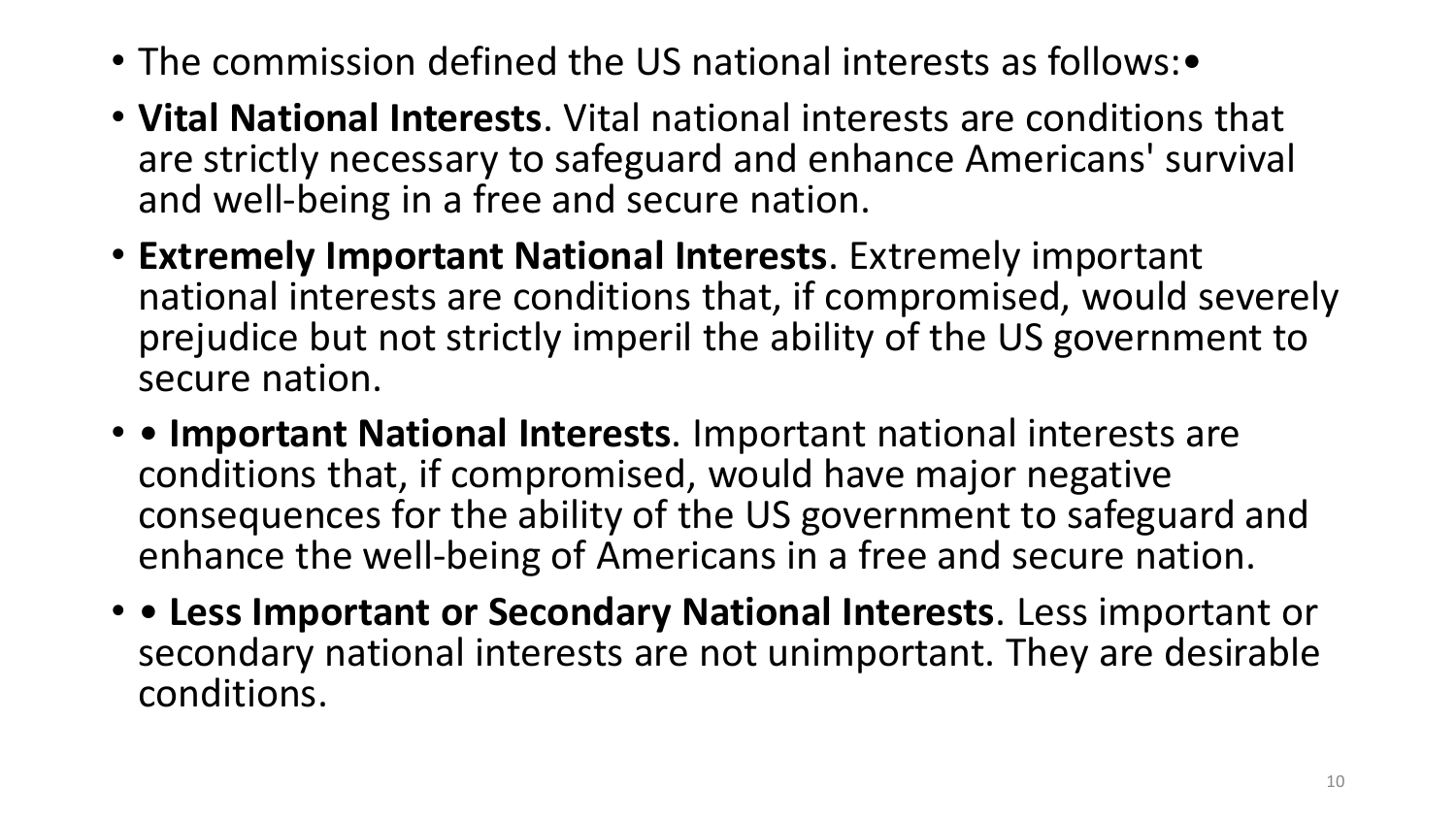- The commission defined the US national interests as follows:•
- **Vital National Interests**. Vital national interests are conditions that are strictly necessary to safeguard and enhance Americans' survival and well-being in a free and secure nation.
- **Extremely Important National Interests**. Extremely important national interests are conditions that, if compromised, would severely prejudice but not strictly imperil the ability of the US government to secure nation.
- • **Important National Interests**. Important national interests are conditions that, if compromised, would have major negative consequences for the ability of the US government to safeguard and enhance the well-being of Americans in a free and secure nation.
- • **Less Important or Secondary National Interests**. Less important or secondary national interests are not unimportant. They are desirable conditions.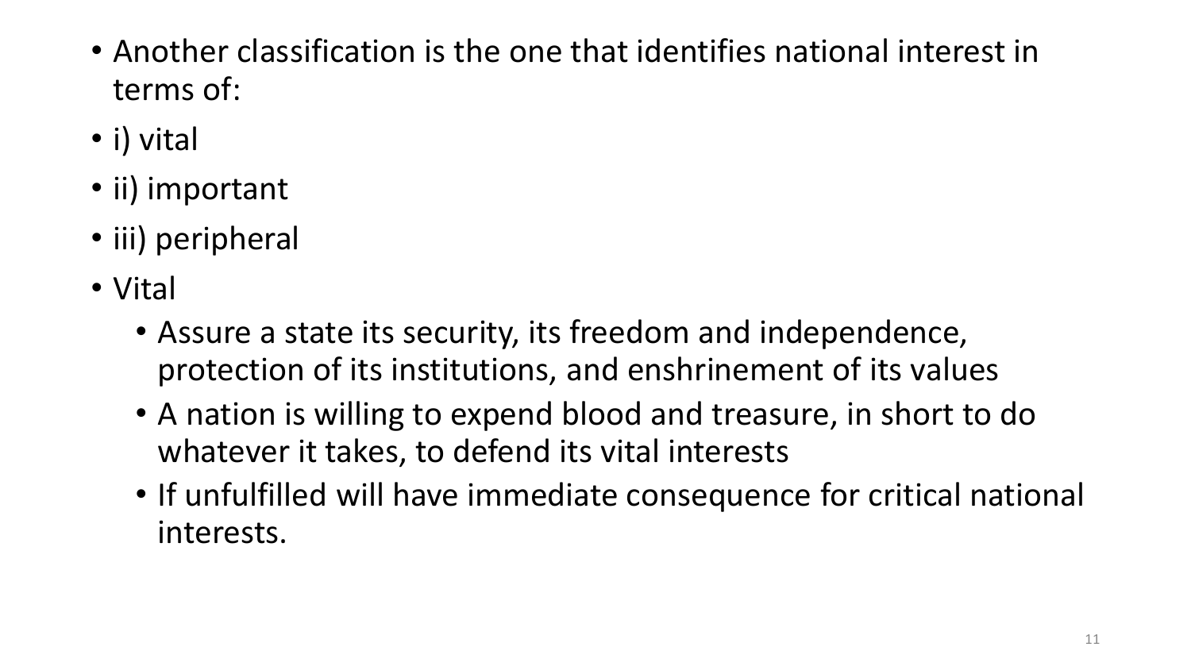- Another classification is the one that identifies national interest in terms of:
- i) vital
- ii) important
- iii) peripheral
- Vital
  - Assure a state its security, its freedom and independence, protection of its institutions, and enshrinement of its values
  - A nation is willing to expend blood and treasure, in short to do whatever it takes, to defend its vital interests
  - If unfulfilled will have immediate consequence for critical national interests.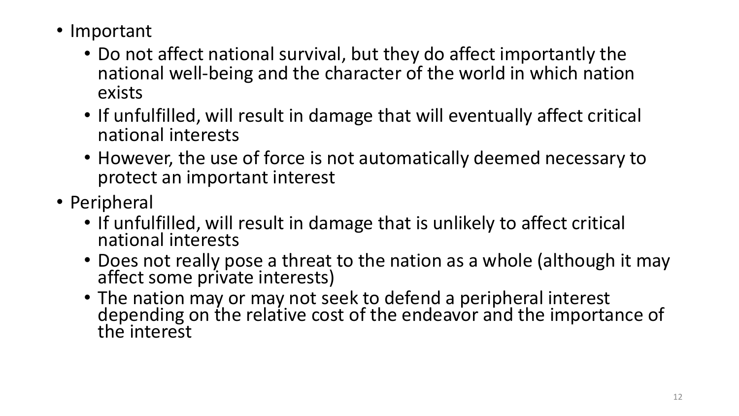- Important
  - Do not affect national survival, but they do affect importantly the national well-being and the character of the world in which nation exists
  - If unfulfilled, will result in damage that will eventually affect critical national interests
  - However, the use of force is not automatically deemed necessary to protect an important interest
- Peripheral
  - If unfulfilled, will result in damage that is unlikely to affect critical national interests
  - Does not really pose a threat to the nation as a whole (although it may affect some private interests)
  - The nation may or may not seek to defend a peripheral interest depending on the relative cost of the endeavor and the importance of the interest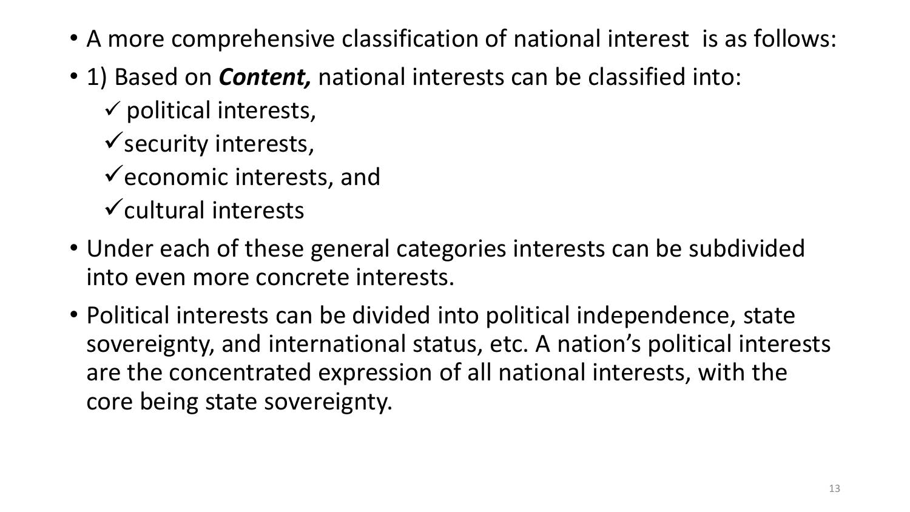- A more comprehensive classification of national interest is as follows:
- 1) Based on ***Content,*** national interests can be classified into:
  - ✓ political interests,
  - ✓ security interests,
  - ✓ economic interests, and
  - ✓ cultural interests
- Under each of these general categories interests can be subdivided into even more concrete interests.
- Political interests can be divided into political independence, state sovereignty, and international status, etc. A nation's political interests are the concentrated expression of all national interests, with the core being state sovereignty.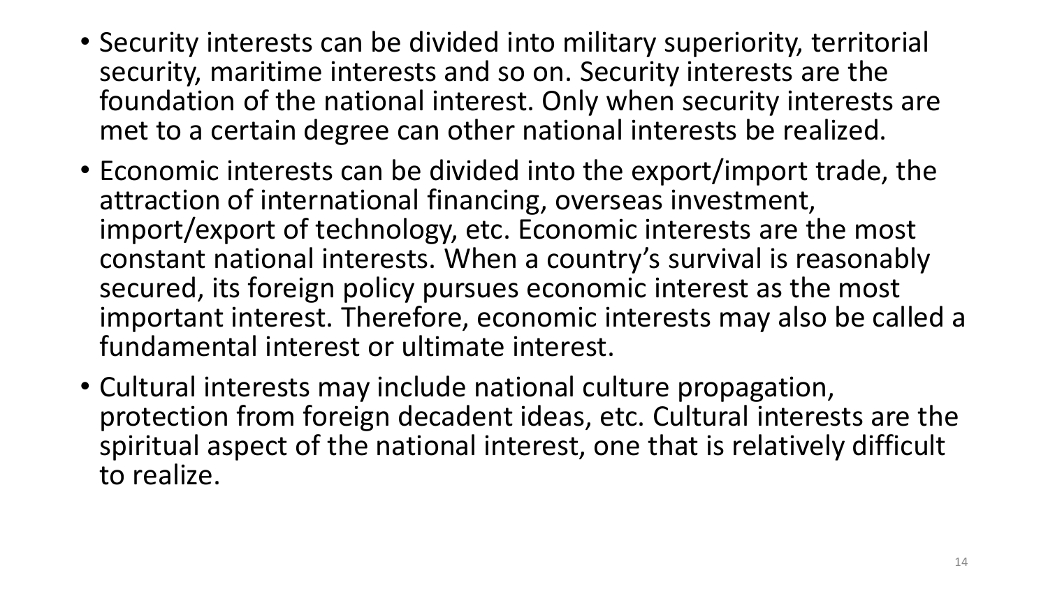- Security interests can be divided into military superiority, territorial security, maritime interests and so on. Security interests are the foundation of the national interest. Only when security interests are met to a certain degree can other national interests be realized.
- Economic interests can be divided into the export/import trade, the attraction of international financing, overseas investment, import/export of technology, etc. Economic interests are the most constant national interests. When a country's survival is reasonably secured, its foreign policy pursues economic interest as the most important interest. Therefore, economic interests may also be called a fundamental interest or ultimate interest.
- Cultural interests may include national culture propagation, protection from foreign decadent ideas, etc. Cultural interests are the spiritual aspect of the national interest, one that is relatively difficult to realize.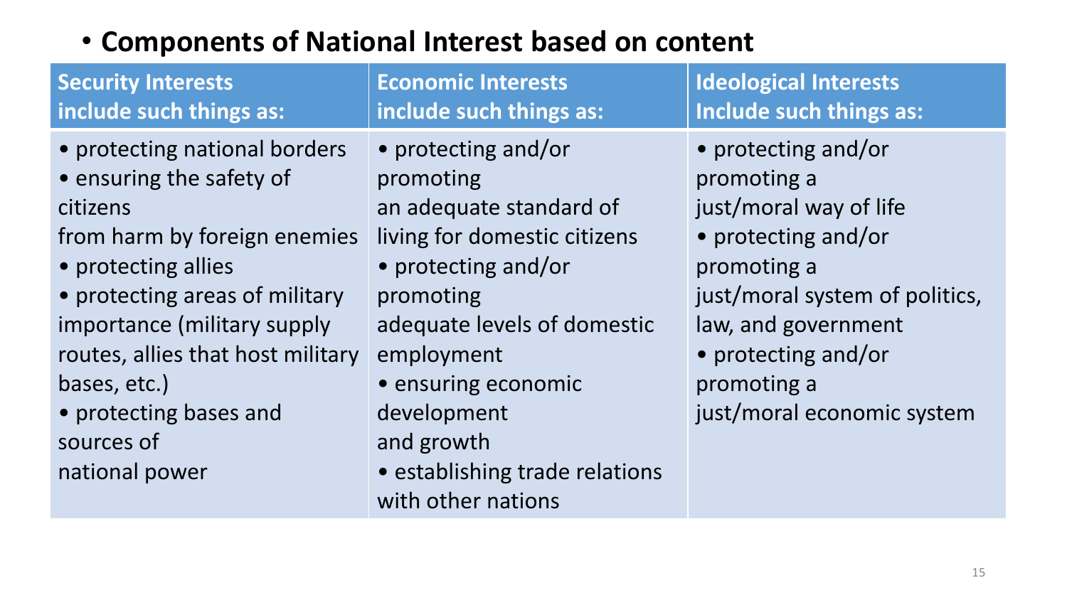- **Components of National Interest based on content**

| Security Interests include such things as: | Economic Interests include such things as: | Ideological Interests Include such things as: |
|---|---|---|
| • protecting national borders<br>• ensuring the safety of citizens from harm by foreign enemies<br>• protecting allies<br>• protecting areas of military importance (military supply routes, allies that host military bases, etc.)<br>• protecting bases and sources of national power | • protecting and/or promoting an adequate standard of living for domestic citizens<br>• protecting and/or promoting adequate levels of domestic employment<br>• ensuring economic development and growth<br>• establishing trade relations with other nations | • protecting and/or promoting a just/moral way of life<br>• protecting and/or promoting a just/moral system of politics, law, and government<br>• protecting and/or promoting a just/moral economic system |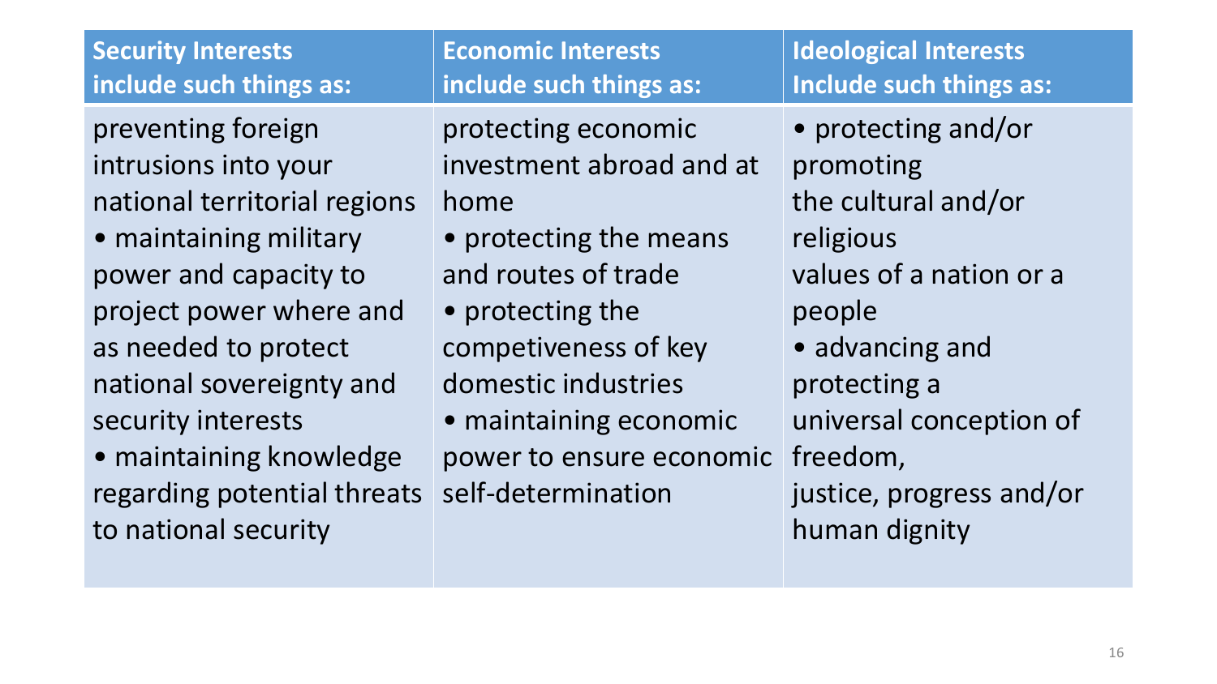| Security Interests include such things as: | Economic Interests include such things as: | Ideological Interests Include such things as: |
| --- | --- | --- |
| preventing foreign intrusions into your national territorial regions<br>• maintaining military power and capacity to project power where and as needed to protect national sovereignty and security interests<br>• maintaining knowledge regarding potential threats to national security | protecting economic investment abroad and at home<br>• protecting the means and routes of trade<br>• protecting the competiveness of key domestic industries<br>• maintaining economic power to ensure economic self-determination | • protecting and/or promoting the cultural and/or religious values of a nation or a people<br>• advancing and protecting a universal conception of freedom, justice, progress and/or human dignity |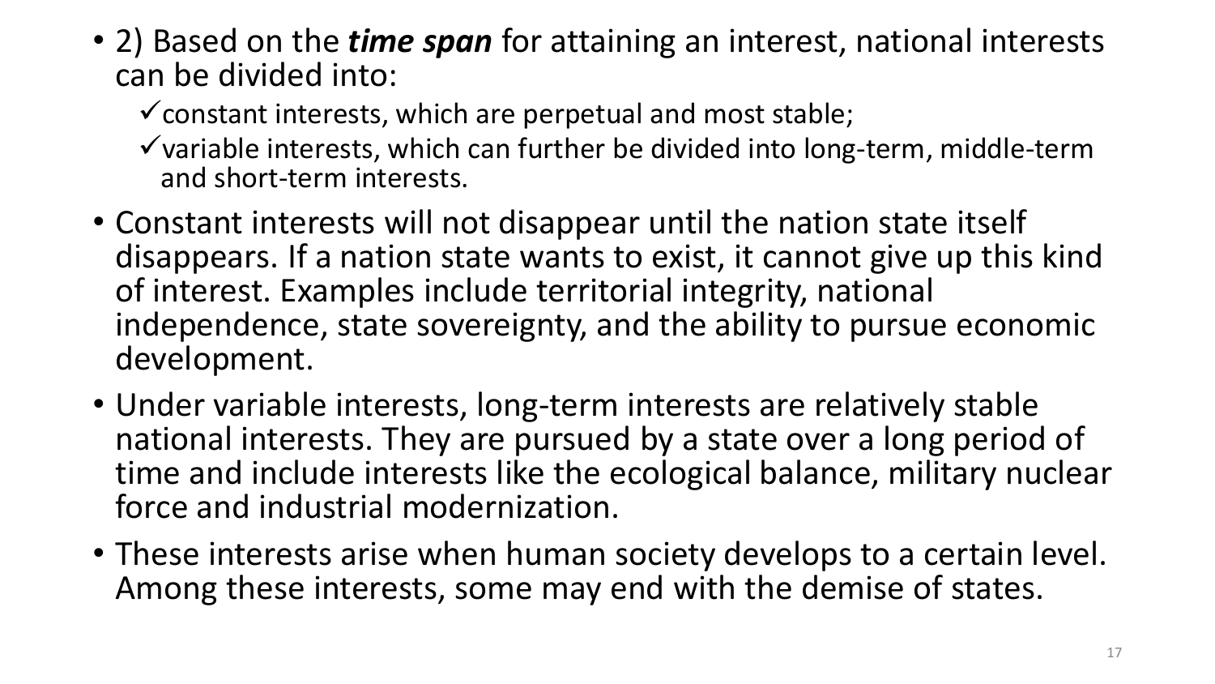- 2) Based on the ***time span*** for attaining an interest, national interests can be divided into:
  - ✓ constant interests, which are perpetual and most stable;
  - ✓ variable interests, which can further be divided into long-term, middle-term and short-term interests.
- Constant interests will not disappear until the nation state itself disappears. If a nation state wants to exist, it cannot give up this kind of interest. Examples include territorial integrity, national independence, state sovereignty, and the ability to pursue economic development.
- Under variable interests, long-term interests are relatively stable national interests. They are pursued by a state over a long period of time and include interests like the ecological balance, military nuclear force and industrial modernization.
- These interests arise when human society develops to a certain level. Among these interests, some may end with the demise of states.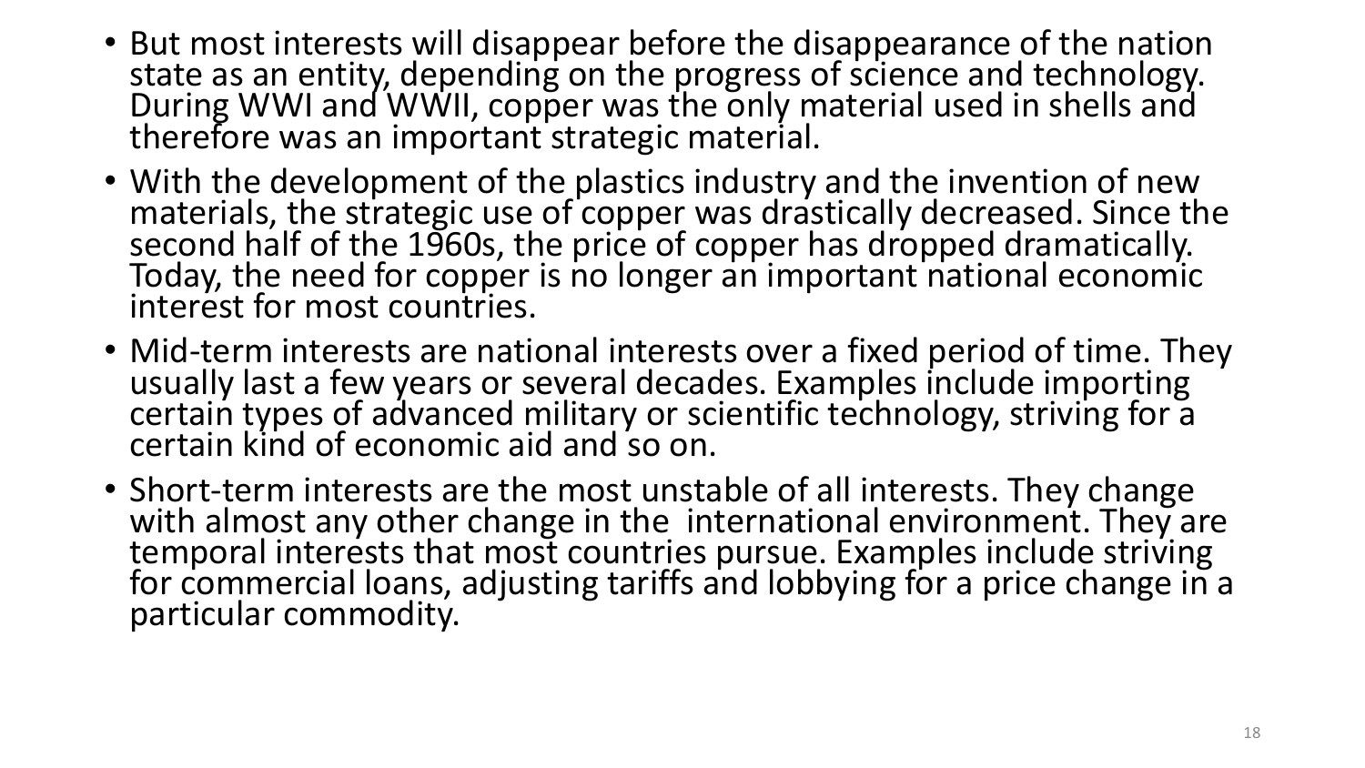- But most interests will disappear before the disappearance of the nation state as an entity, depending on the progress of science and technology. During WWI and WWII, copper was the only material used in shells and therefore was an important strategic material.
- With the development of the plastics industry and the invention of new materials, the strategic use of copper was drastically decreased. Since the second half of the 1960s, the price of copper has dropped dramatically. Today, the need for copper is no longer an important national economic interest for most countries.
- Mid-term interests are national interests over a fixed period of time. They usually last a few years or several decades. Examples include importing certain types of advanced military or scientific technology, striving for a certain kind of economic aid and so on.
- Short-term interests are the most unstable of all interests. They change with almost any other change in the international environment. They are temporal interests that most countries pursue. Examples include striving for commercial loans, adjusting tariffs and lobbying for a price change in a particular commodity.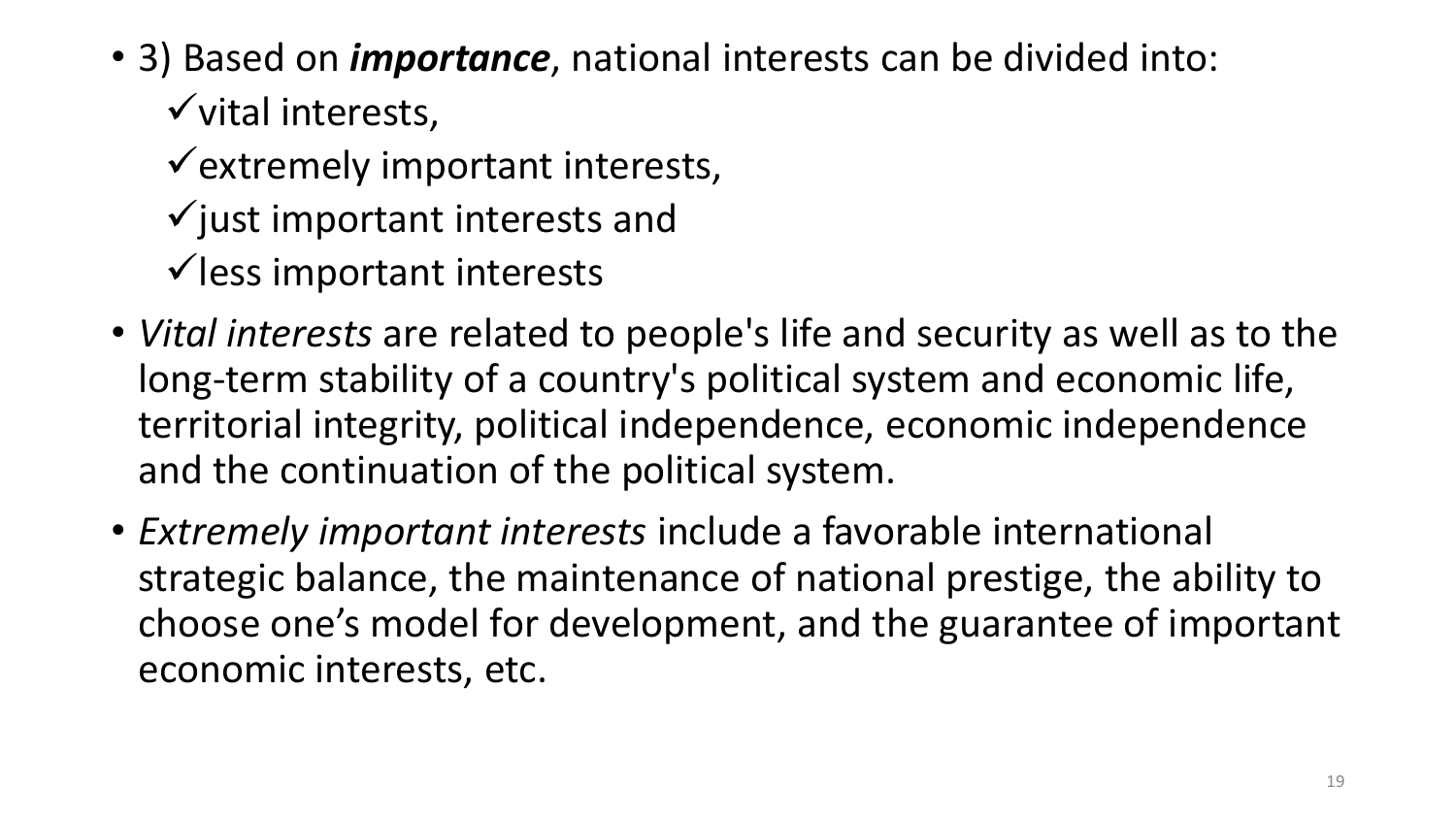- 3) Based on ***importance***, national interests can be divided into:
  - ✓vital interests,
  - ✓extremely important interests,
  - ✓just important interests and
  - ✓less important interests
- *Vital interests* are related to people's life and security as well as to the long-term stability of a country's political system and economic life, territorial integrity, political independence, economic independence and the continuation of the political system.
- *Extremely important interests* include a favorable international strategic balance, the maintenance of national prestige, the ability to choose one's model for development, and the guarantee of important economic interests, etc.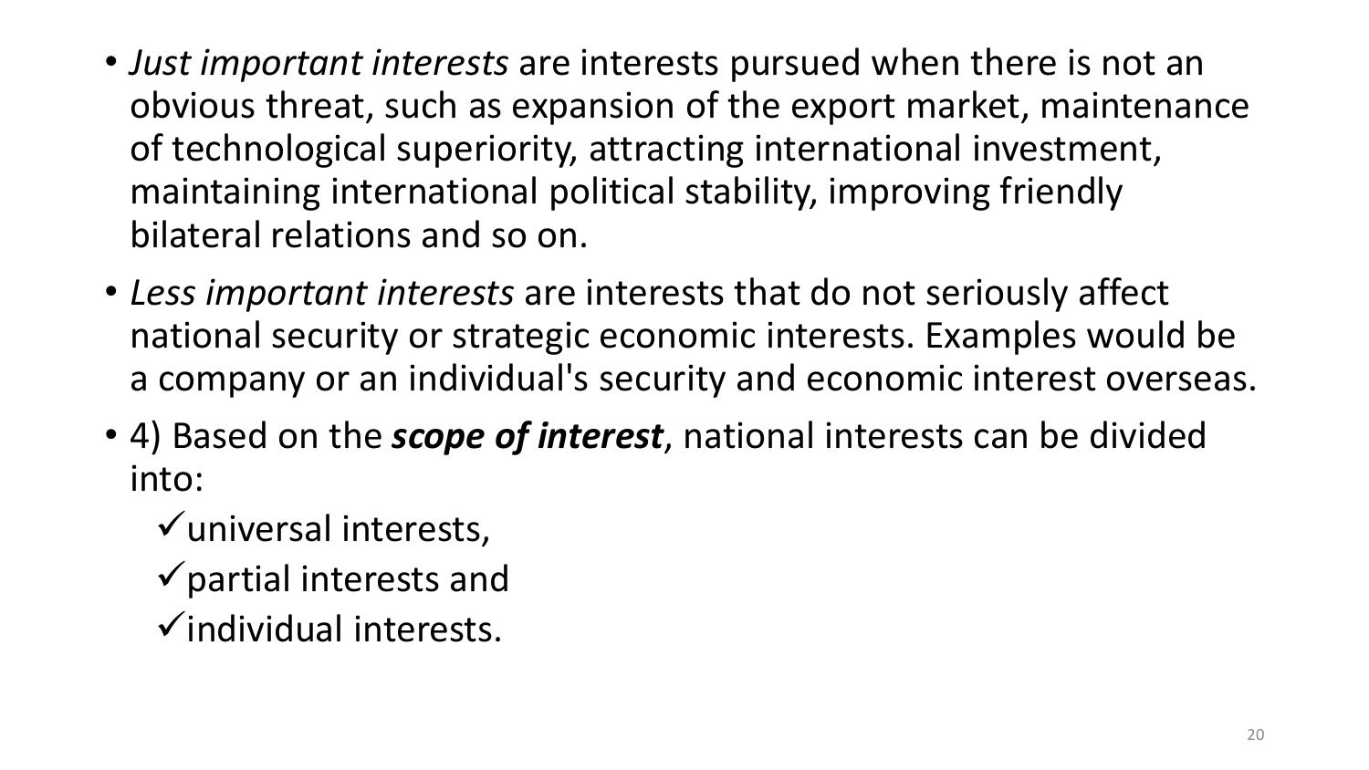- *Just important interests* are interests pursued when there is not an obvious threat, such as expansion of the export market, maintenance of technological superiority, attracting international investment, maintaining international political stability, improving friendly bilateral relations and so on.
- *Less important interests* are interests that do not seriously affect national security or strategic economic interests. Examples would be a company or an individual's security and economic interest overseas.
- 4) Based on the ***scope of interest***, national interests can be divided into:
  - ✓universal interests,
  - ✓partial interests and
  - ✓individual interests.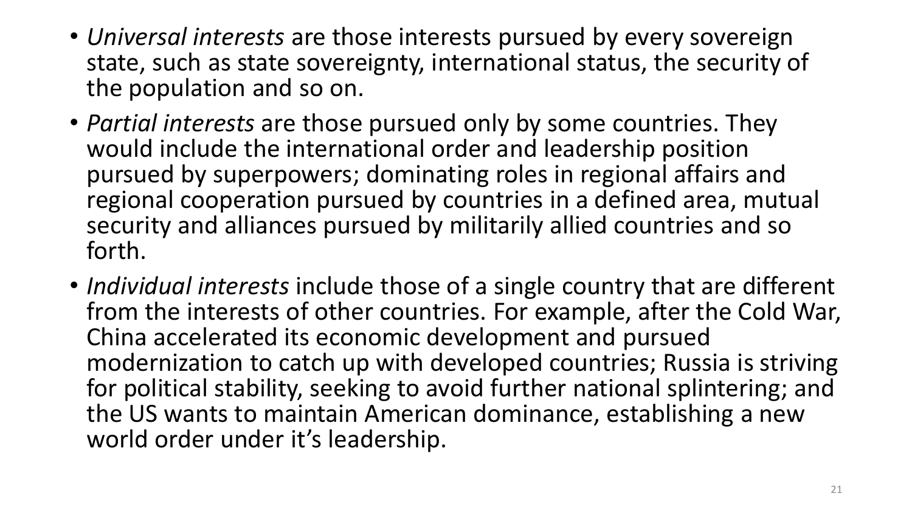- *Universal interests* are those interests pursued by every sovereign state, such as state sovereignty, international status, the security of the population and so on.
- *Partial interests* are those pursued only by some countries. They would include the international order and leadership position pursued by superpowers; dominating roles in regional affairs and regional cooperation pursued by countries in a defined area, mutual security and alliances pursued by militarily allied countries and so forth.
- *Individual interests* include those of a single country that are different from the interests of other countries. For example, after the Cold War, China accelerated its economic development and pursued modernization to catch up with developed countries; Russia is striving for political stability, seeking to avoid further national splintering; and the US wants to maintain American dominance, establishing a new world order under it's leadership.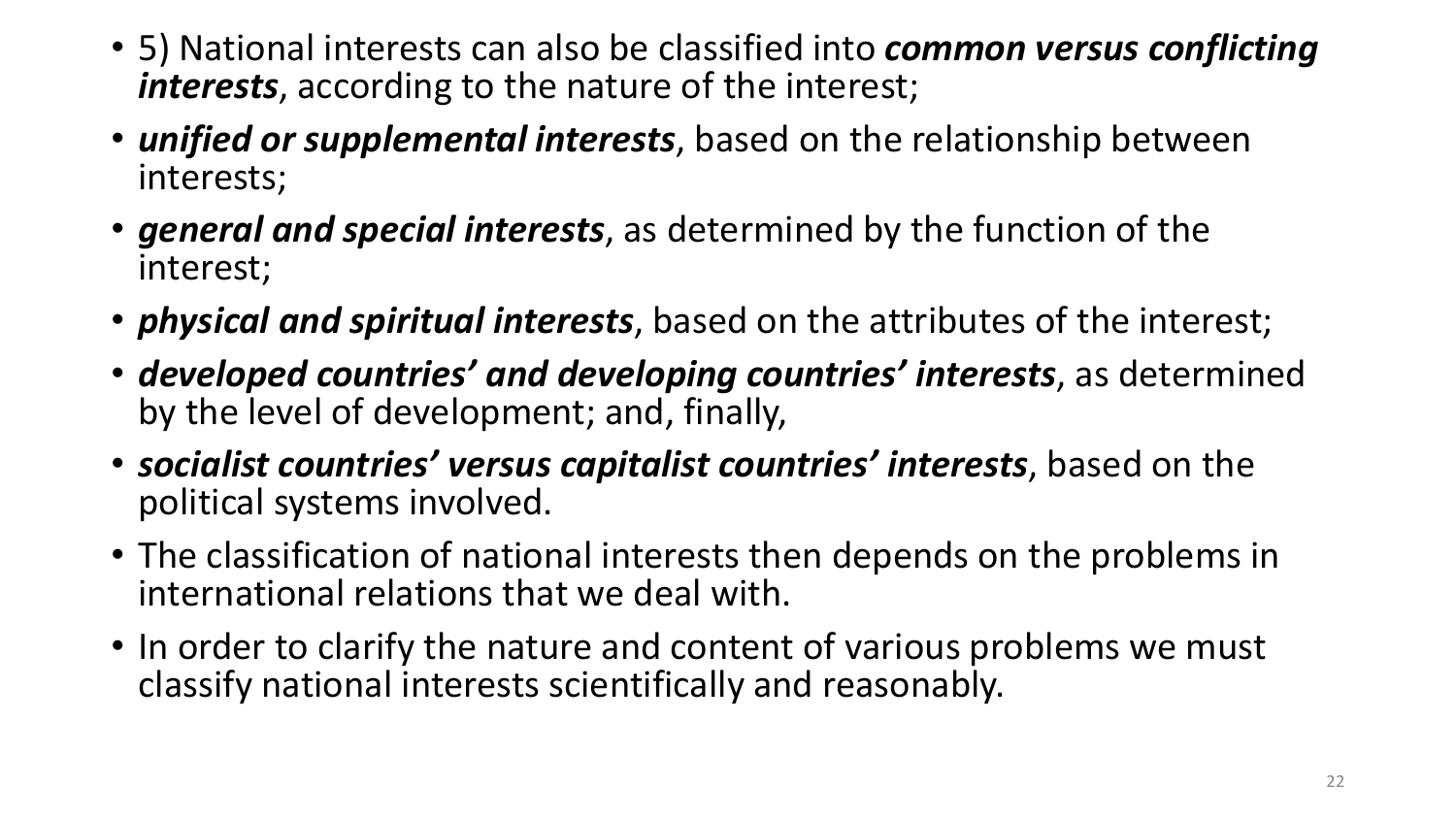- 5) National interests can also be classified into ***common versus conflicting interests***, according to the nature of the interest;
- ***unified or supplemental interests***, based on the relationship between interests;
- ***general and special interests***, as determined by the function of the interest;
- ***physical and spiritual interests***, based on the attributes of the interest;
- ***developed countries' and developing countries' interests***, as determined by the level of development; and, finally,
- ***socialist countries' versus capitalist countries' interests***, based on the political systems involved.
- The classification of national interests then depends on the problems in international relations that we deal with.
- In order to clarify the nature and content of various problems we must classify national interests scientifically and reasonably.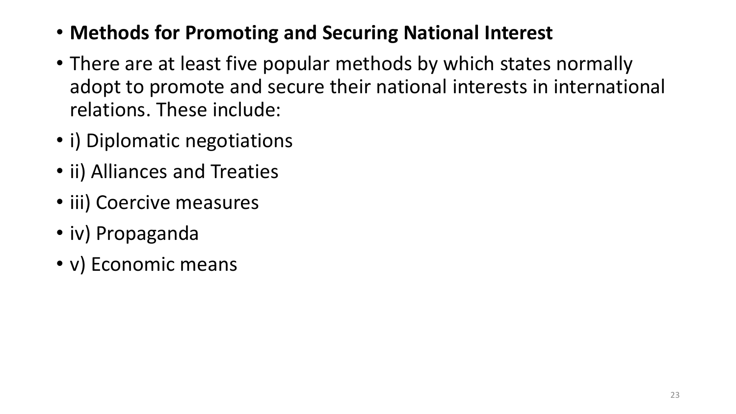- **Methods for Promoting and Securing National Interest**
- There are at least five popular methods by which states normally adopt to promote and secure their national interests in international relations. These include:
- i) Diplomatic negotiations
- ii) Alliances and Treaties
- iii) Coercive measures
- iv) Propaganda
- v) Economic means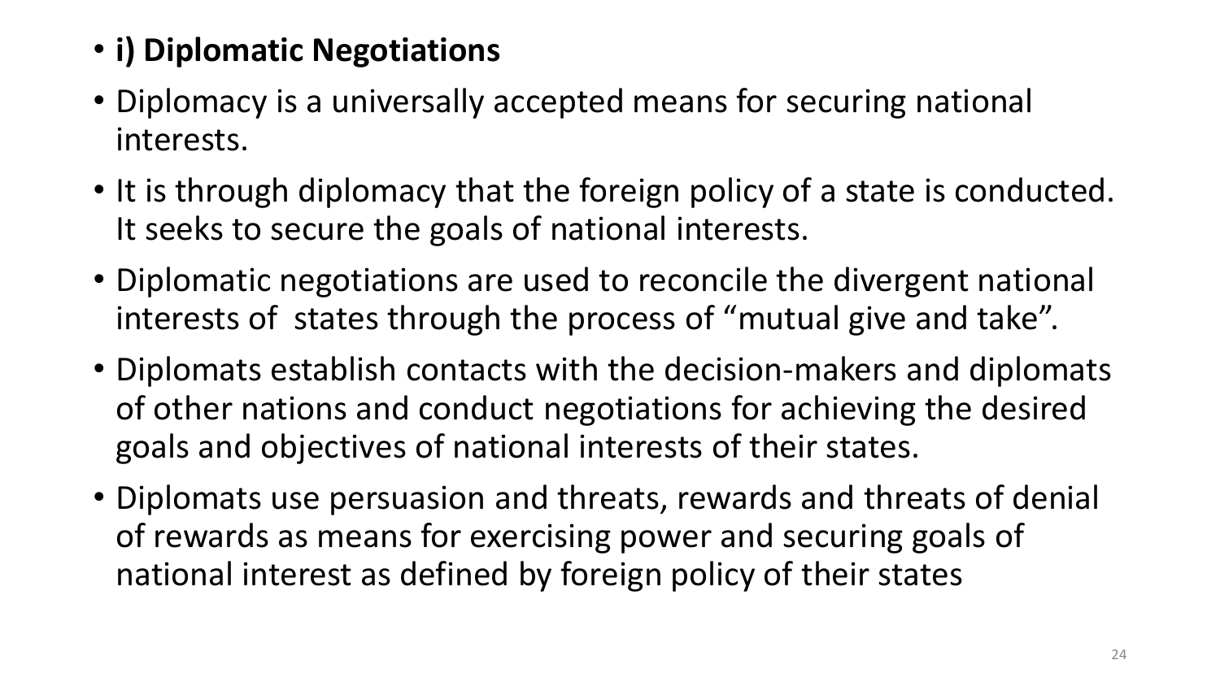- **i) Diplomatic Negotiations**
- Diplomacy is a universally accepted means for securing national interests.
- It is through diplomacy that the foreign policy of a state is conducted. It seeks to secure the goals of national interests.
- Diplomatic negotiations are used to reconcile the divergent national interests of states through the process of "mutual give and take".
- Diplomats establish contacts with the decision-makers and diplomats of other nations and conduct negotiations for achieving the desired goals and objectives of national interests of their states.
- Diplomats use persuasion and threats, rewards and threats of denial of rewards as means for exercising power and securing goals of national interest as defined by foreign policy of their states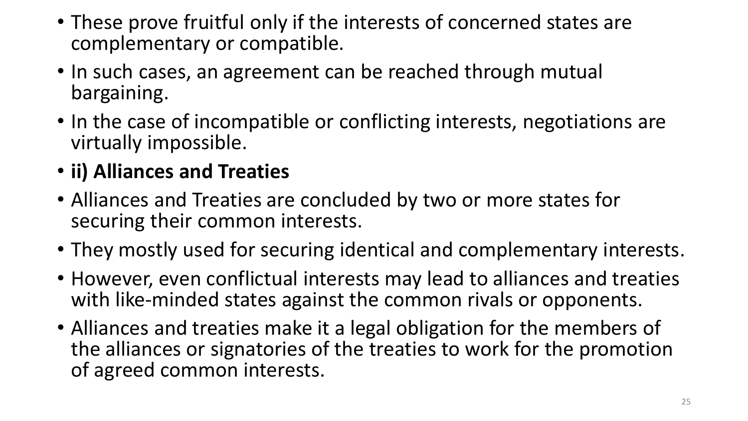- These prove fruitful only if the interests of concerned states are complementary or compatible.
- In such cases, an agreement can be reached through mutual bargaining.
- In the case of incompatible or conflicting interests, negotiations are virtually impossible.
- **ii) Alliances and Treaties**
- Alliances and Treaties are concluded by two or more states for securing their common interests.
- They mostly used for securing identical and complementary interests.
- However, even conflictual interests may lead to alliances and treaties with like-minded states against the common rivals or opponents.
- Alliances and treaties make it a legal obligation for the members of the alliances or signatories of the treaties to work for the promotion of agreed common interests.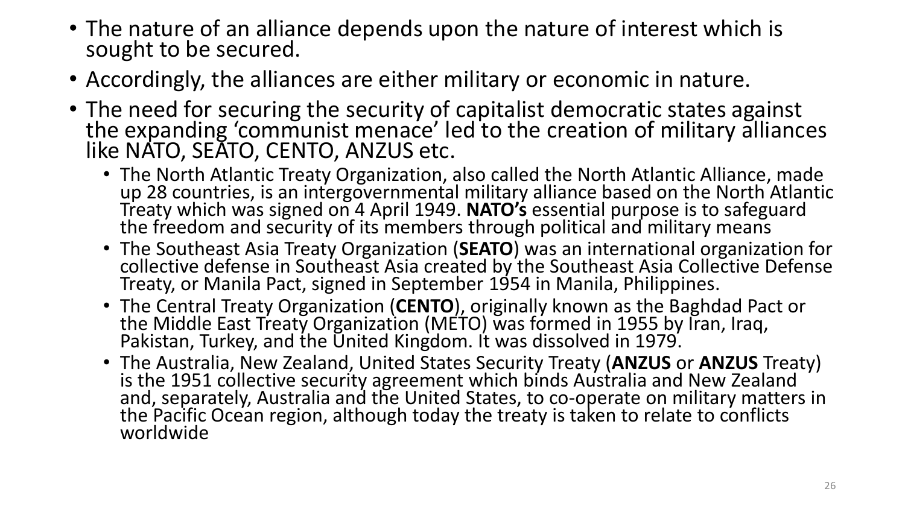- The nature of an alliance depends upon the nature of interest which is sought to be secured.
- Accordingly, the alliances are either military or economic in nature.
- The need for securing the security of capitalist democratic states against the expanding 'communist menace' led to the creation of military alliances like NATO, SEATO, CENTO, ANZUS etc.
  - The North Atlantic Treaty Organization, also called the North Atlantic Alliance, made up 28 countries, is an intergovernmental military alliance based on the North Atlantic Treaty which was signed on 4 April 1949. **NATO's** essential purpose is to safeguard the freedom and security of its members through political and military means
  - The Southeast Asia Treaty Organization (**SEATO**) was an international organization for collective defense in Southeast Asia created by the Southeast Asia Collective Defense Treaty, or Manila Pact, signed in September 1954 in Manila, Philippines.
  - The Central Treaty Organization (**CENTO**), originally known as the Baghdad Pact or the Middle East Treaty Organization (METO) was formed in 1955 by Iran, Iraq, Pakistan, Turkey, and the United Kingdom. It was dissolved in 1979.
  - The Australia, New Zealand, United States Security Treaty (**ANZUS** or **ANZUS** Treaty) is the 1951 collective security agreement which binds Australia and New Zealand and, separately, Australia and the United States, to co-operate on military matters in the Pacific Ocean region, although today the treaty is taken to relate to conflicts worldwide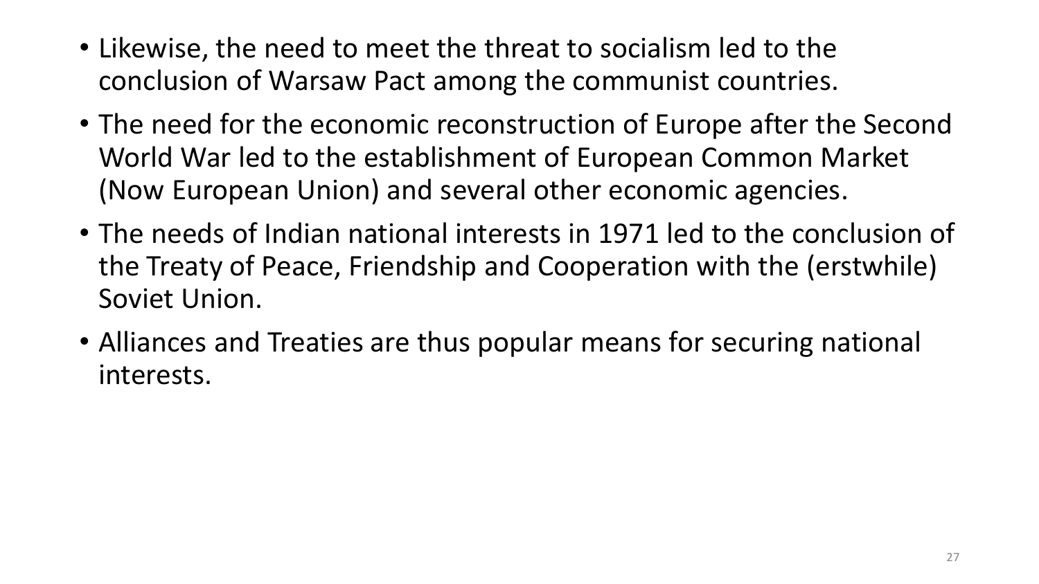- Likewise, the need to meet the threat to socialism led to the conclusion of Warsaw Pact among the communist countries.
- The need for the economic reconstruction of Europe after the Second World War led to the establishment of European Common Market (Now European Union) and several other economic agencies.
- The needs of Indian national interests in 1971 led to the conclusion of the Treaty of Peace, Friendship and Cooperation with the (erstwhile) Soviet Union.
- Alliances and Treaties are thus popular means for securing national interests.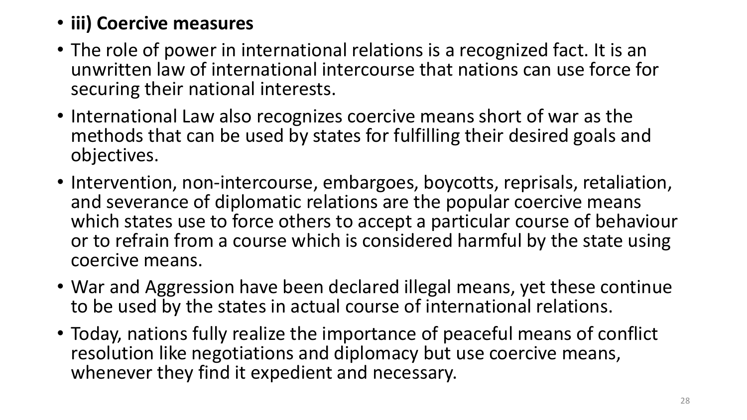- **iii) Coercive measures**
- The role of power in international relations is a recognized fact. It is an unwritten law of international intercourse that nations can use force for securing their national interests.
- International Law also recognizes coercive means short of war as the methods that can be used by states for fulfilling their desired goals and objectives.
- Intervention, non-intercourse, embargoes, boycotts, reprisals, retaliation, and severance of diplomatic relations are the popular coercive means which states use to force others to accept a particular course of behaviour or to refrain from a course which is considered harmful by the state using coercive means.
- War and Aggression have been declared illegal means, yet these continue to be used by the states in actual course of international relations.
- Today, nations fully realize the importance of peaceful means of conflict resolution like negotiations and diplomacy but use coercive means, whenever they find it expedient and necessary.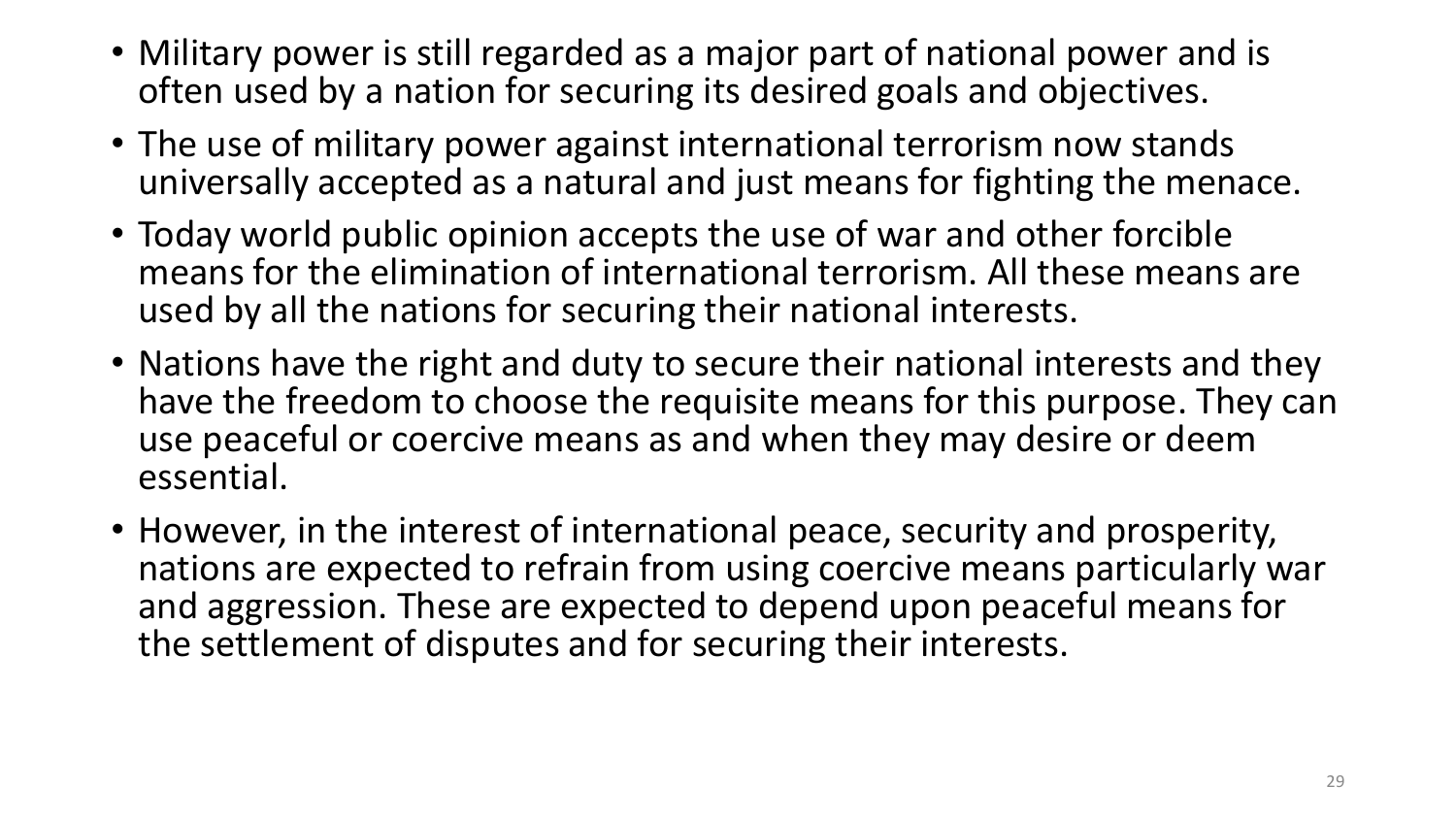- Military power is still regarded as a major part of national power and is often used by a nation for securing its desired goals and objectives.
- The use of military power against international terrorism now stands universally accepted as a natural and just means for fighting the menace.
- Today world public opinion accepts the use of war and other forcible means for the elimination of international terrorism. All these means are used by all the nations for securing their national interests.
- Nations have the right and duty to secure their national interests and they have the freedom to choose the requisite means for this purpose. They can use peaceful or coercive means as and when they may desire or deem essential.
- However, in the interest of international peace, security and prosperity, nations are expected to refrain from using coercive means particularly war and aggression. These are expected to depend upon peaceful means for the settlement of disputes and for securing their interests.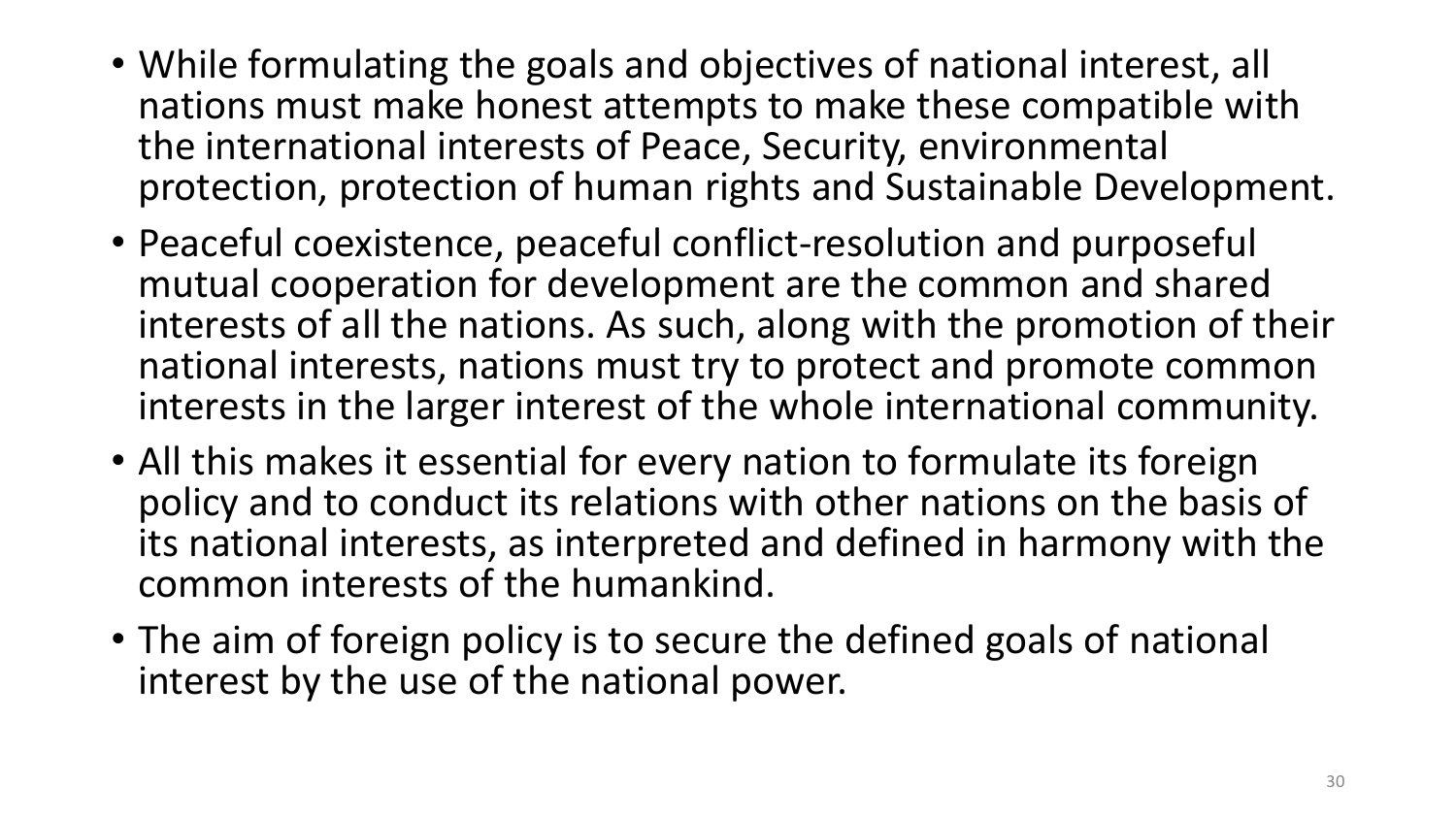- While formulating the goals and objectives of national interest, all nations must make honest attempts to make these compatible with the international interests of Peace, Security, environmental protection, protection of human rights and Sustainable Development.
- Peaceful coexistence, peaceful conflict-resolution and purposeful mutual cooperation for development are the common and shared interests of all the nations. As such, along with the promotion of their national interests, nations must try to protect and promote common interests in the larger interest of the whole international community.
- All this makes it essential for every nation to formulate its foreign policy and to conduct its relations with other nations on the basis of its national interests, as interpreted and defined in harmony with the common interests of the humankind.
- The aim of foreign policy is to secure the defined goals of national interest by the use of the national power.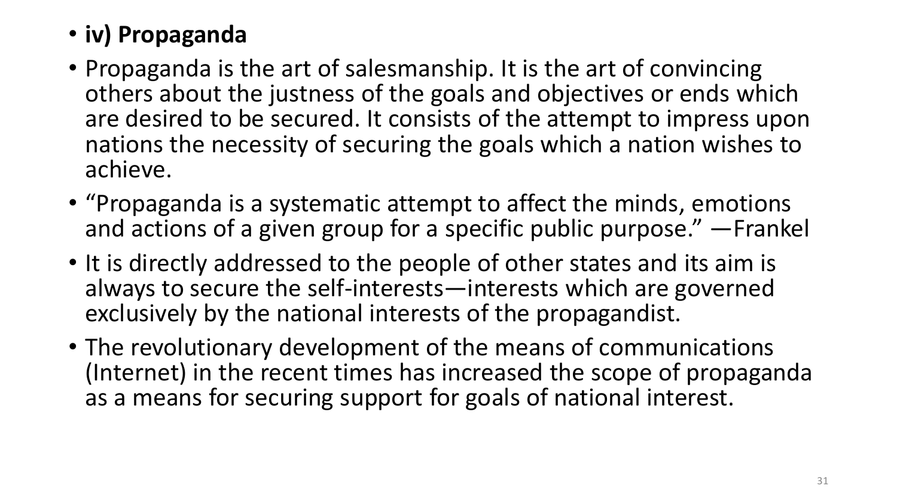- **iv) Propaganda**
- Propaganda is the art of salesmanship. It is the art of convincing others about the justness of the goals and objectives or ends which are desired to be secured. It consists of the attempt to impress upon nations the necessity of securing the goals which a nation wishes to achieve.
- "Propaganda is a systematic attempt to affect the minds, emotions and actions of a given group for a specific public purpose." —Frankel
- It is directly addressed to the people of other states and its aim is always to secure the self-interests—interests which are governed exclusively by the national interests of the propagandist.
- The revolutionary development of the means of communications (Internet) in the recent times has increased the scope of propaganda as a means for securing support for goals of national interest.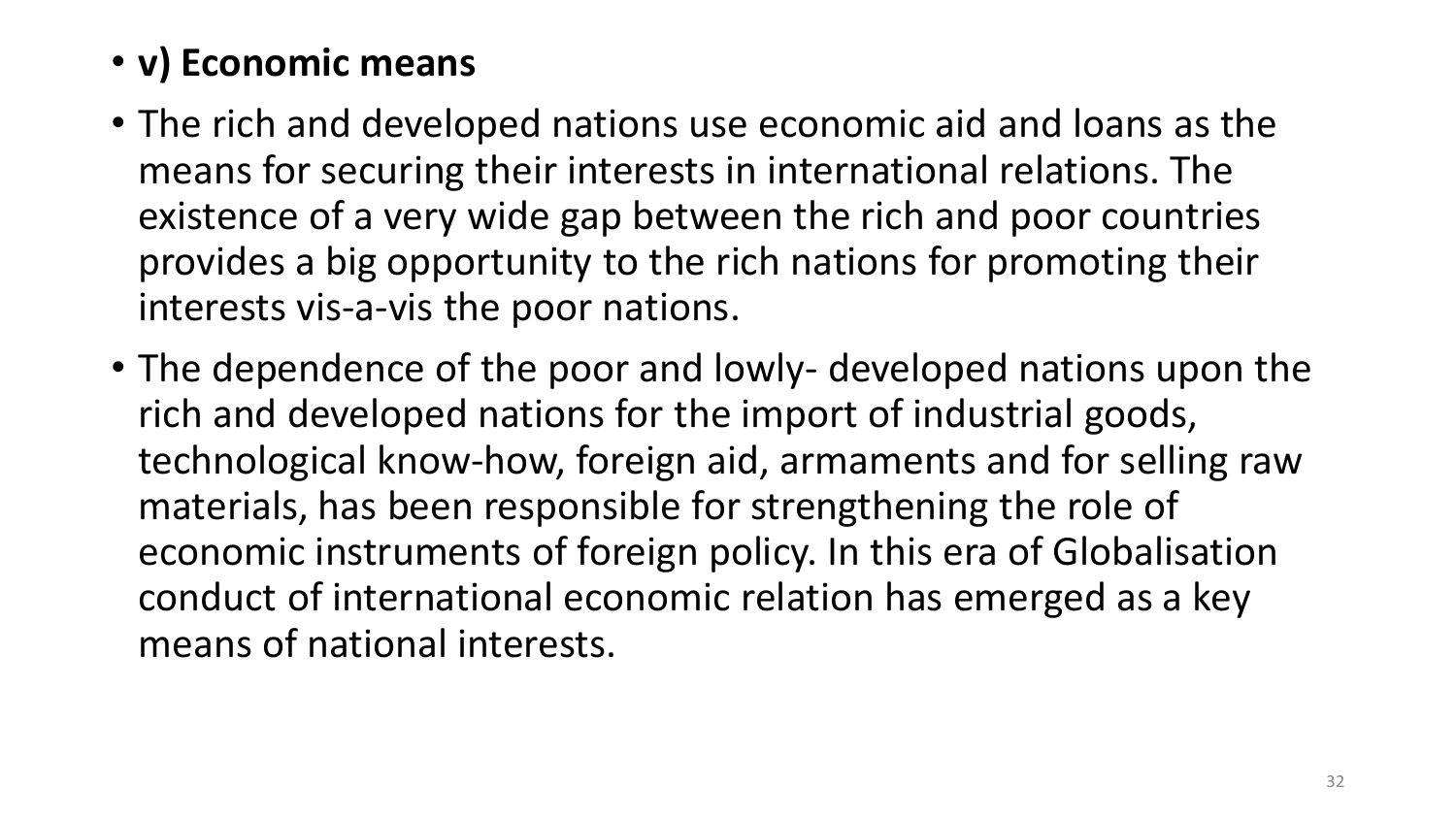- **v) Economic means**
- The rich and developed nations use economic aid and loans as the means for securing their interests in international relations. The existence of a very wide gap between the rich and poor countries provides a big opportunity to the rich nations for promoting their interests vis-a-vis the poor nations.
- The dependence of the poor and lowly- developed nations upon the rich and developed nations for the import of industrial goods, technological know-how, foreign aid, armaments and for selling raw materials, has been responsible for strengthening the role of economic instruments of foreign policy. In this era of Globalisation conduct of international economic relation has emerged as a key means of national interests.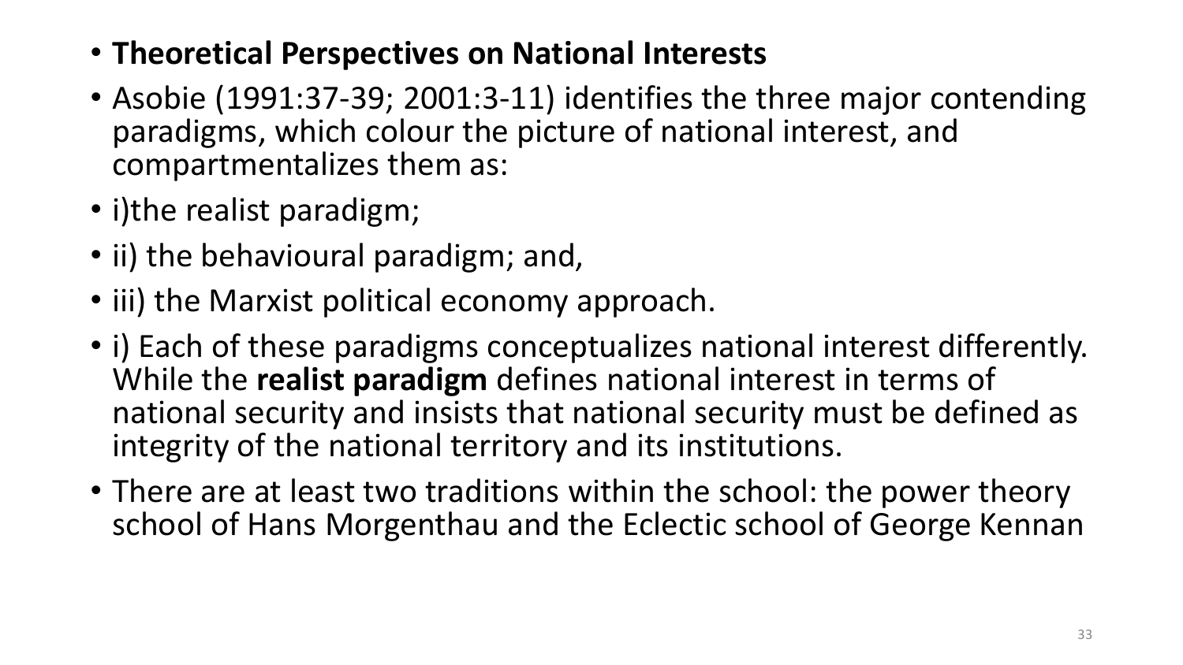- **Theoretical Perspectives on National Interests**
- Asobie (1991:37-39; 2001:3-11) identifies the three major contending paradigms, which colour the picture of national interest, and compartmentalizes them as:
- i)the realist paradigm;
- ii) the behavioural paradigm; and,
- iii) the Marxist political economy approach.
- i) Each of these paradigms conceptualizes national interest differently. While the **realist paradigm** defines national interest in terms of national security and insists that national security must be defined as integrity of the national territory and its institutions.
- There are at least two traditions within the school: the power theory school of Hans Morgenthau and the Eclectic school of George Kennan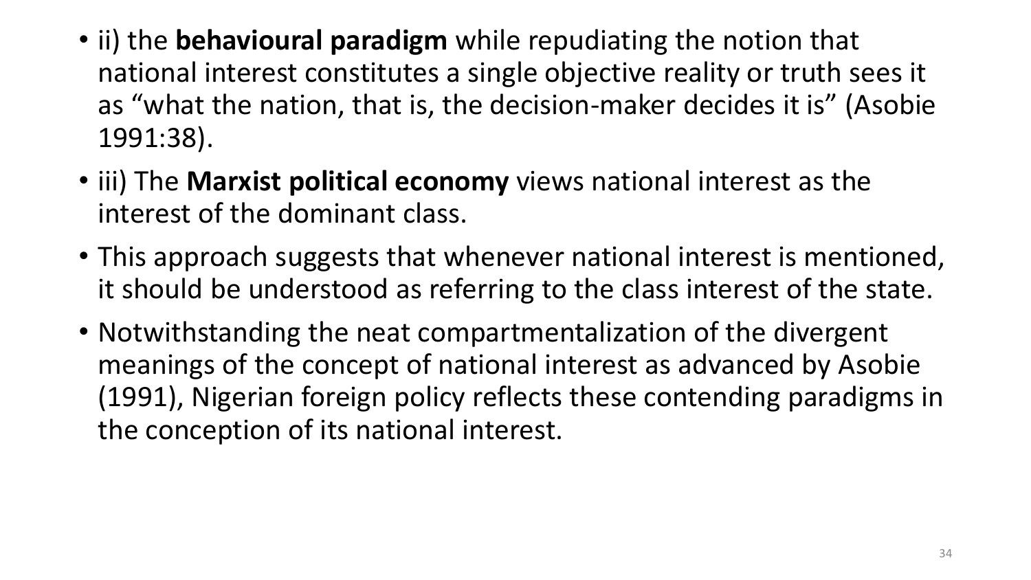- ii) the **behavioural paradigm** while repudiating the notion that national interest constitutes a single objective reality or truth sees it as "what the nation, that is, the decision-maker decides it is" (Asobie 1991:38).
- iii) The **Marxist political economy** views national interest as the interest of the dominant class.
- This approach suggests that whenever national interest is mentioned, it should be understood as referring to the class interest of the state.
- Notwithstanding the neat compartmentalization of the divergent meanings of the concept of national interest as advanced by Asobie (1991), Nigerian foreign policy reflects these contending paradigms in the conception of its national interest.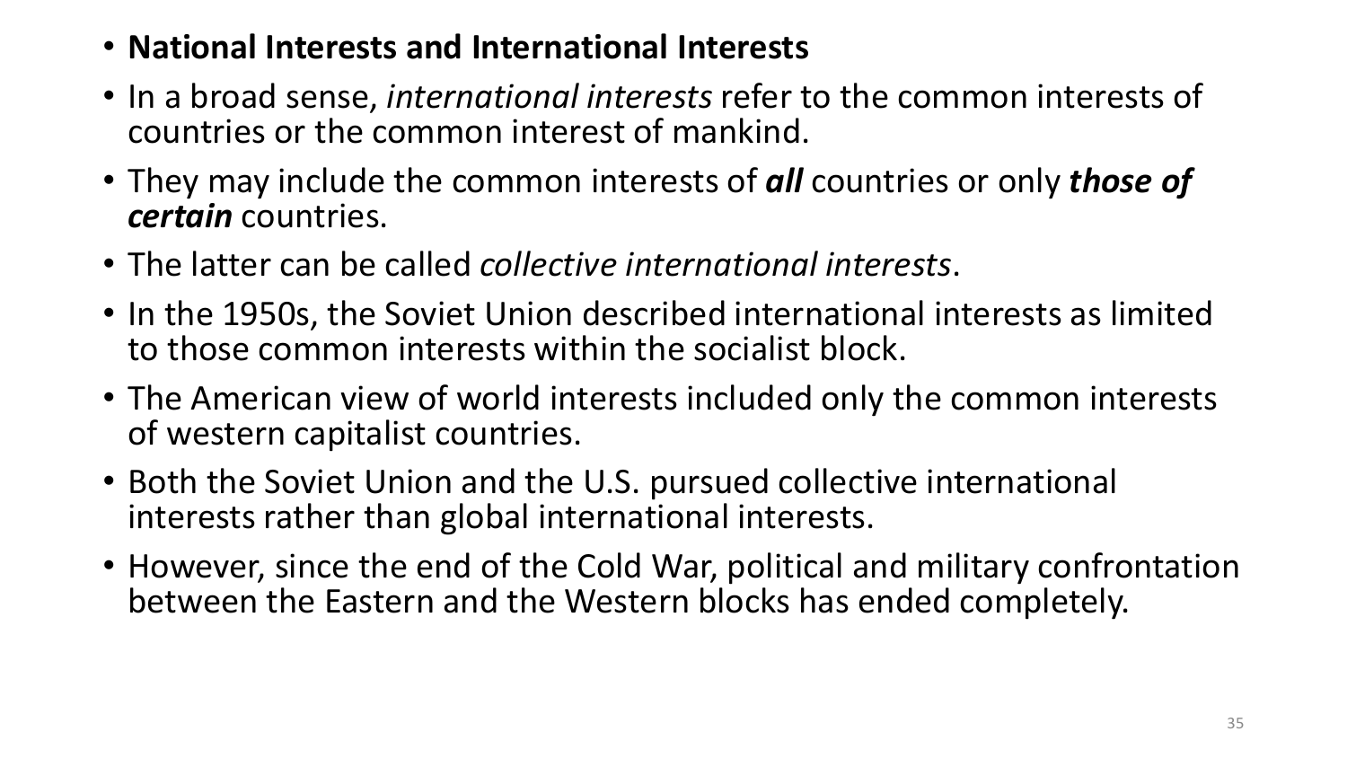- **National Interests and International Interests**
- In a broad sense, *international interests* refer to the common interests of countries or the common interest of mankind.
- They may include the common interests of ***all*** countries or only ***those of certain*** countries.
- The latter can be called *collective international interests*.
- In the 1950s, the Soviet Union described international interests as limited to those common interests within the socialist block.
- The American view of world interests included only the common interests of western capitalist countries.
- Both the Soviet Union and the U.S. pursued collective international interests rather than global international interests.
- However, since the end of the Cold War, political and military confrontation between the Eastern and the Western blocks has ended completely.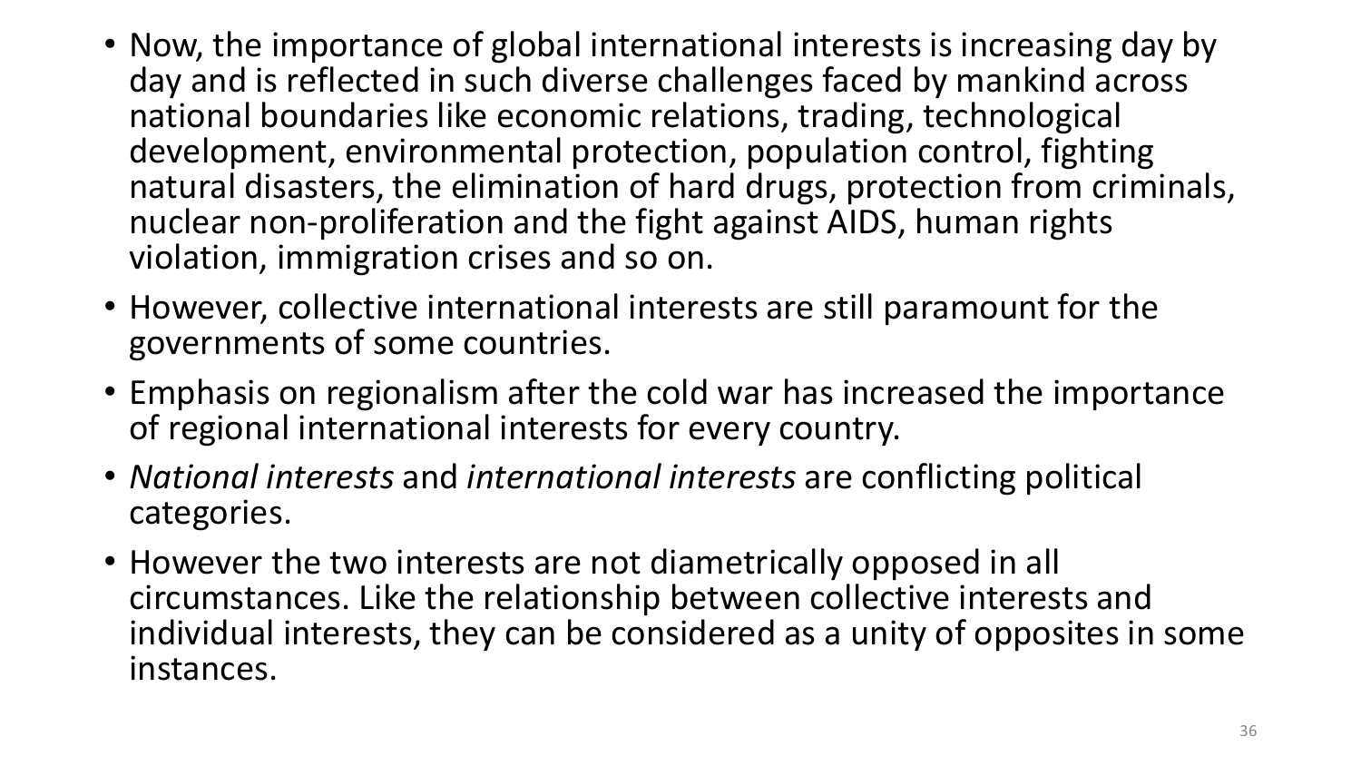- Now, the importance of global international interests is increasing day by day and is reflected in such diverse challenges faced by mankind across national boundaries like economic relations, trading, technological development, environmental protection, population control, fighting natural disasters, the elimination of hard drugs, protection from criminals, nuclear non-proliferation and the fight against AIDS, human rights violation, immigration crises and so on.
- However, collective international interests are still paramount for the governments of some countries.
- Emphasis on regionalism after the cold war has increased the importance of regional international interests for every country.
- *National interests* and *international interests* are conflicting political categories.
- However the two interests are not diametrically opposed in all circumstances. Like the relationship between collective interests and individual interests, they can be considered as a unity of opposites in some instances.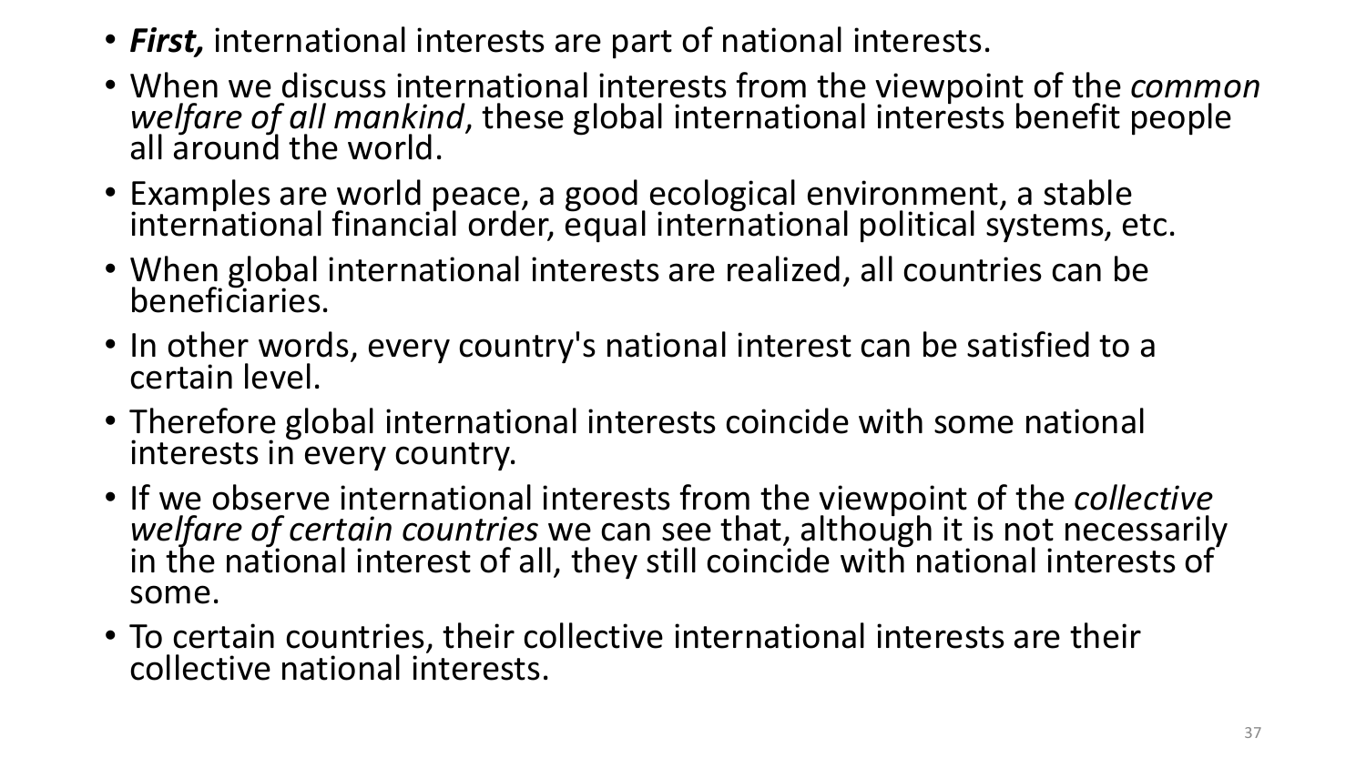- ***First,*** international interests are part of national interests.
- When we discuss international interests from the viewpoint of the *common welfare of all mankind*, these global international interests benefit people all around the world.
- Examples are world peace, a good ecological environment, a stable international financial order, equal international political systems, etc.
- When global international interests are realized, all countries can be beneficiaries.
- In other words, every country's national interest can be satisfied to a certain level.
- Therefore global international interests coincide with some national interests in every country.
- If we observe international interests from the viewpoint of the *collective welfare of certain countries* we can see that, although it is not necessarily in the national interest of all, they still coincide with national interests of some.
- To certain countries, their collective international interests are their collective national interests.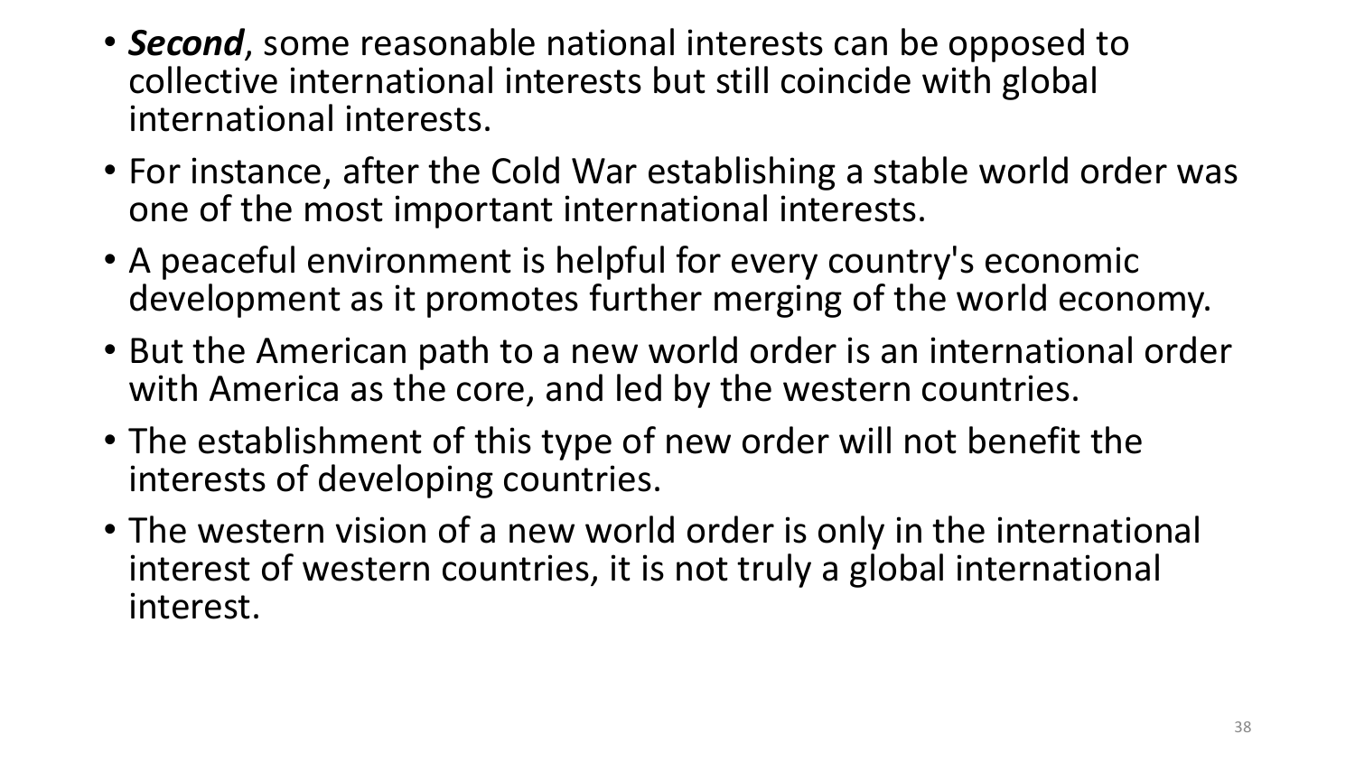- ***Second***, some reasonable national interests can be opposed to collective international interests but still coincide with global international interests.
- For instance, after the Cold War establishing a stable world order was one of the most important international interests.
- A peaceful environment is helpful for every country's economic development as it promotes further merging of the world economy.
- But the American path to a new world order is an international order with America as the core, and led by the western countries.
- The establishment of this type of new order will not benefit the interests of developing countries.
- The western vision of a new world order is only in the international interest of western countries, it is not truly a global international interest.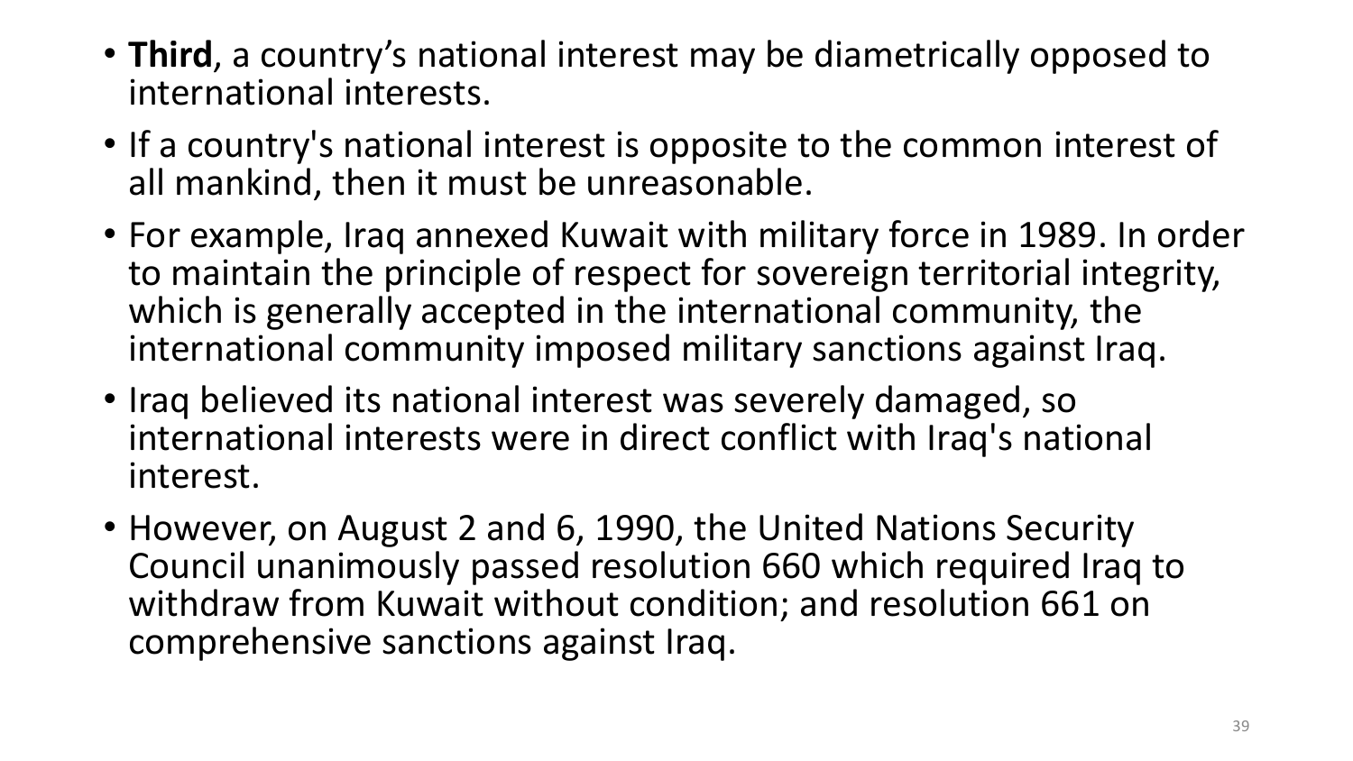- **Third**, a country's national interest may be diametrically opposed to international interests.
- If a country's national interest is opposite to the common interest of all mankind, then it must be unreasonable.
- For example, Iraq annexed Kuwait with military force in 1989. In order to maintain the principle of respect for sovereign territorial integrity, which is generally accepted in the international community, the international community imposed military sanctions against Iraq.
- Iraq believed its national interest was severely damaged, so international interests were in direct conflict with Iraq's national interest.
- However, on August 2 and 6, 1990, the United Nations Security Council unanimously passed resolution 660 which required Iraq to withdraw from Kuwait without condition; and resolution 661 on comprehensive sanctions against Iraq.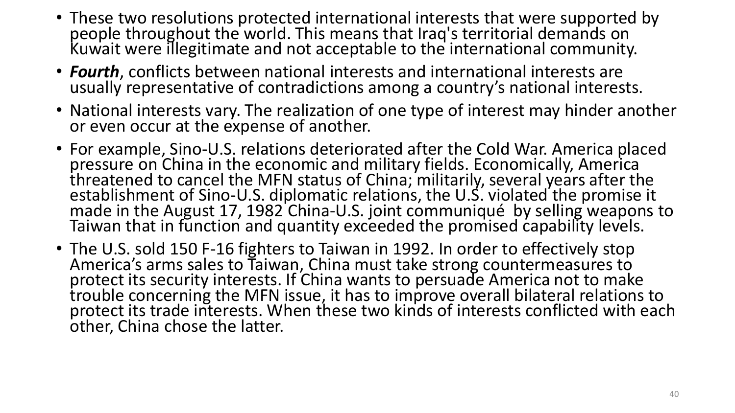- These two resolutions protected international interests that were supported by people throughout the world. This means that Iraq's territorial demands on Kuwait were illegitimate and not acceptable to the international community.
- ***Fourth***, conflicts between national interests and international interests are usually representative of contradictions among a country's national interests.
- National interests vary. The realization of one type of interest may hinder another or even occur at the expense of another.
- For example, Sino-U.S. relations deteriorated after the Cold War. America placed pressure on China in the economic and military fields. Economically, America threatened to cancel the MFN status of China; militarily, several years after the establishment of Sino-U.S. diplomatic relations, the U.S. violated the promise it made in the August 17, 1982 China-U.S. joint communiqué by selling weapons to Taiwan that in function and quantity exceeded the promised capability levels.
- The U.S. sold 150 F-16 fighters to Taiwan in 1992. In order to effectively stop America's arms sales to Taiwan, China must take strong countermeasures to protect its security interests. If China wants to persuade America not to make trouble concerning the MFN issue, it has to improve overall bilateral relations to protect its trade interests. When these two kinds of interests conflicted with each other, China chose the latter.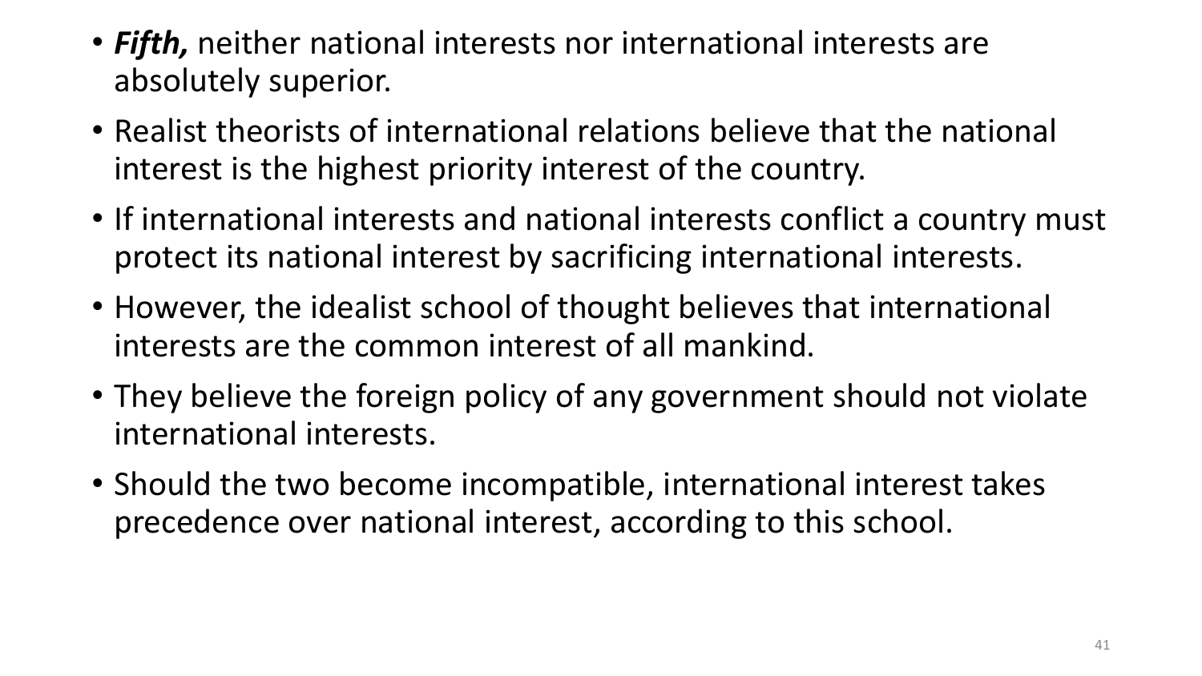- ***Fifth,*** neither national interests nor international interests are absolutely superior.
- Realist theorists of international relations believe that the national interest is the highest priority interest of the country.
- If international interests and national interests conflict a country must protect its national interest by sacrificing international interests.
- However, the idealist school of thought believes that international interests are the common interest of all mankind.
- They believe the foreign policy of any government should not violate international interests.
- Should the two become incompatible, international interest takes precedence over national interest, according to this school.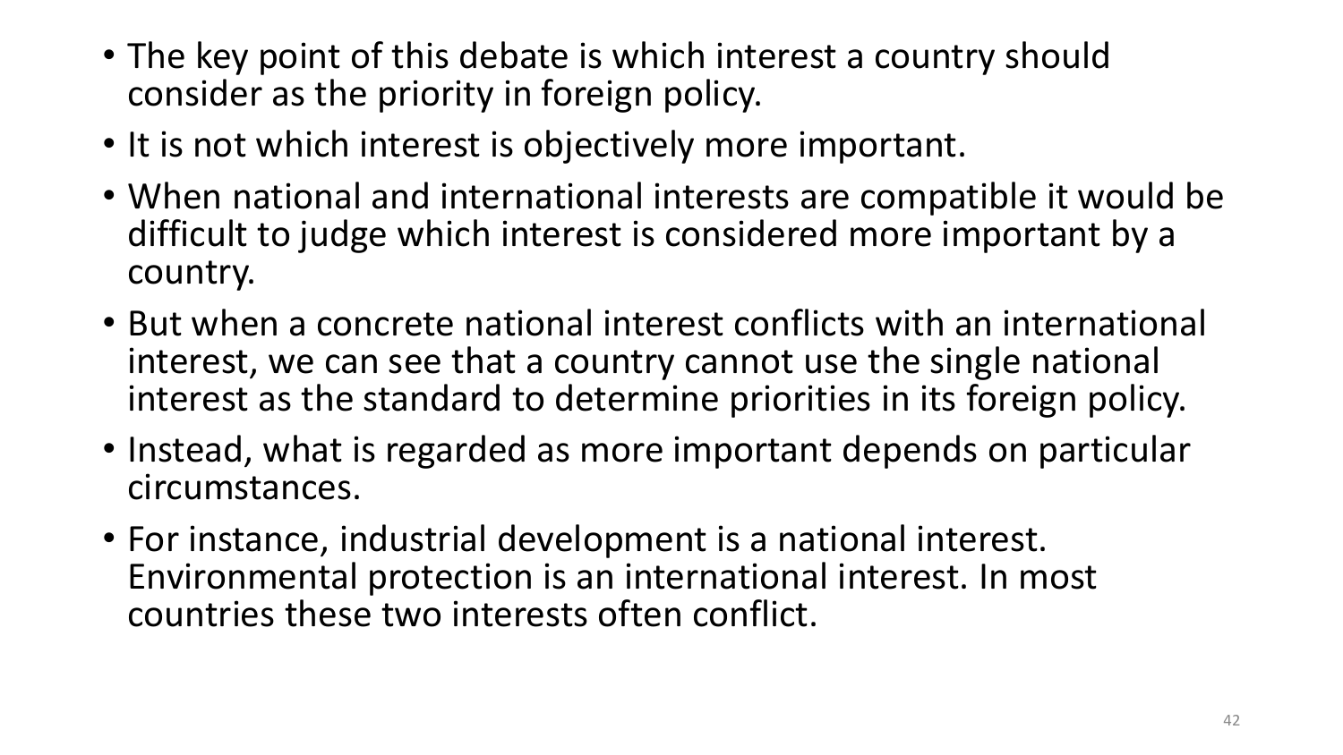- The key point of this debate is which interest a country should consider as the priority in foreign policy.
- It is not which interest is objectively more important.
- When national and international interests are compatible it would be difficult to judge which interest is considered more important by a country.
- But when a concrete national interest conflicts with an international interest, we can see that a country cannot use the single national interest as the standard to determine priorities in its foreign policy.
- Instead, what is regarded as more important depends on particular circumstances.
- For instance, industrial development is a national interest. Environmental protection is an international interest. In most countries these two interests often conflict.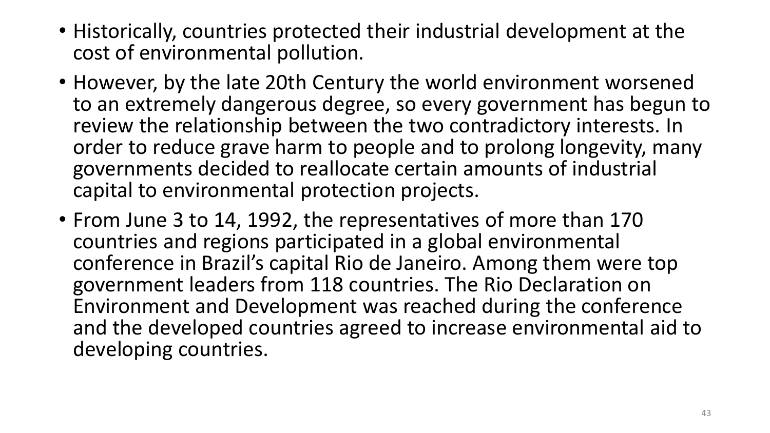- Historically, countries protected their industrial development at the cost of environmental pollution.
- However, by the late 20th Century the world environment worsened to an extremely dangerous degree, so every government has begun to review the relationship between the two contradictory interests. In order to reduce grave harm to people and to prolong longevity, many governments decided to reallocate certain amounts of industrial capital to environmental protection projects.
- From June 3 to 14, 1992, the representatives of more than 170 countries and regions participated in a global environmental conference in Brazil's capital Rio de Janeiro. Among them were top government leaders from 118 countries. The Rio Declaration on Environment and Development was reached during the conference and the developed countries agreed to increase environmental aid to developing countries.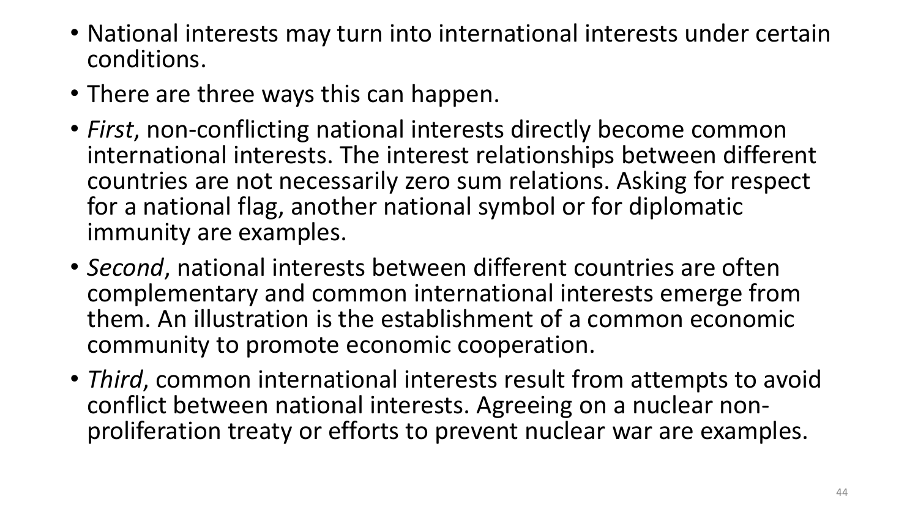- National interests may turn into international interests under certain conditions.
- There are three ways this can happen.
- *First*, non-conflicting national interests directly become common international interests. The interest relationships between different countries are not necessarily zero sum relations. Asking for respect for a national flag, another national symbol or for diplomatic immunity are examples.
- *Second*, national interests between different countries are often complementary and common international interests emerge from them. An illustration is the establishment of a common economic community to promote economic cooperation.
- *Third*, common international interests result from attempts to avoid conflict between national interests. Agreeing on a nuclear non-proliferation treaty or efforts to prevent nuclear war are examples.